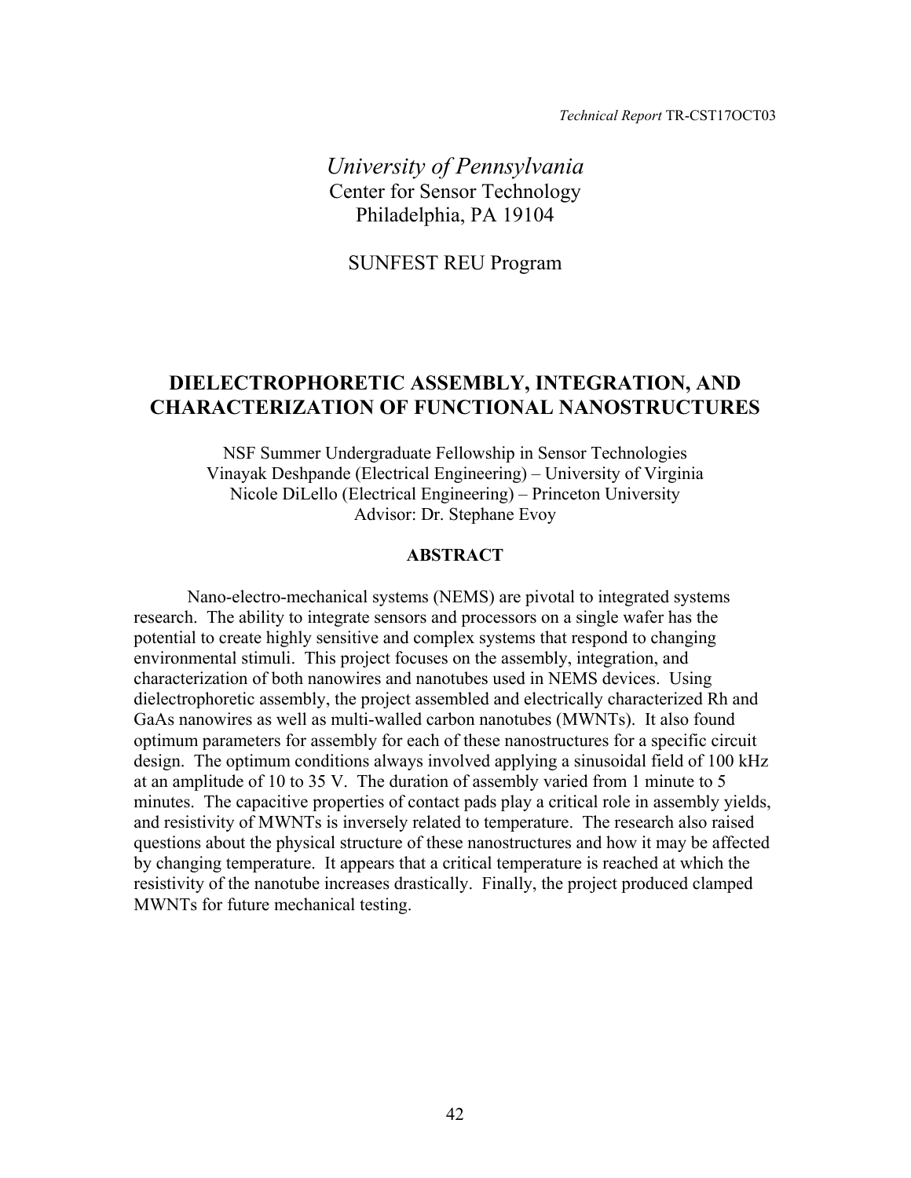*Technical Report* TR-CST17OCT03

*University of Pennsylvania*
Center for Sensor Technology
Philadelphia, PA 19104

SUNFEST REU Program

# DIELECTROPHORETIC ASSEMBLY, INTEGRATION, AND CHARACTERIZATION OF FUNCTIONAL NANOSTRUCTURES

NSF Summer Undergraduate Fellowship in Sensor Technologies
Vinayak Deshpande (Electrical Engineering) – University of Virginia
Nicole DiLello (Electrical Engineering) – Princeton University
Advisor: Dr. Stephane Evoy

## ABSTRACT

Nano-electro-mechanical systems (NEMS) are pivotal to integrated systems research. The ability to integrate sensors and processors on a single wafer has the potential to create highly sensitive and complex systems that respond to changing environmental stimuli. This project focuses on the assembly, integration, and characterization of both nanowires and nanotubes used in NEMS devices. Using dielectrophoretic assembly, the project assembled and electrically characterized Rh and GaAs nanowires as well as multi-walled carbon nanotubes (MWNTs). It also found optimum parameters for assembly for each of these nanostructures for a specific circuit design. The optimum conditions always involved applying a sinusoidal field of 100 kHz at an amplitude of 10 to 35 V. The duration of assembly varied from 1 minute to 5 minutes. The capacitive properties of contact pads play a critical role in assembly yields, and resistivity of MWNTs is inversely related to temperature. The research also raised questions about the physical structure of these nanostructures and how it may be affected by changing temperature. It appears that a critical temperature is reached at which the resistivity of the nanotube increases drastically. Finally, the project produced clamped MWNTs for future mechanical testing.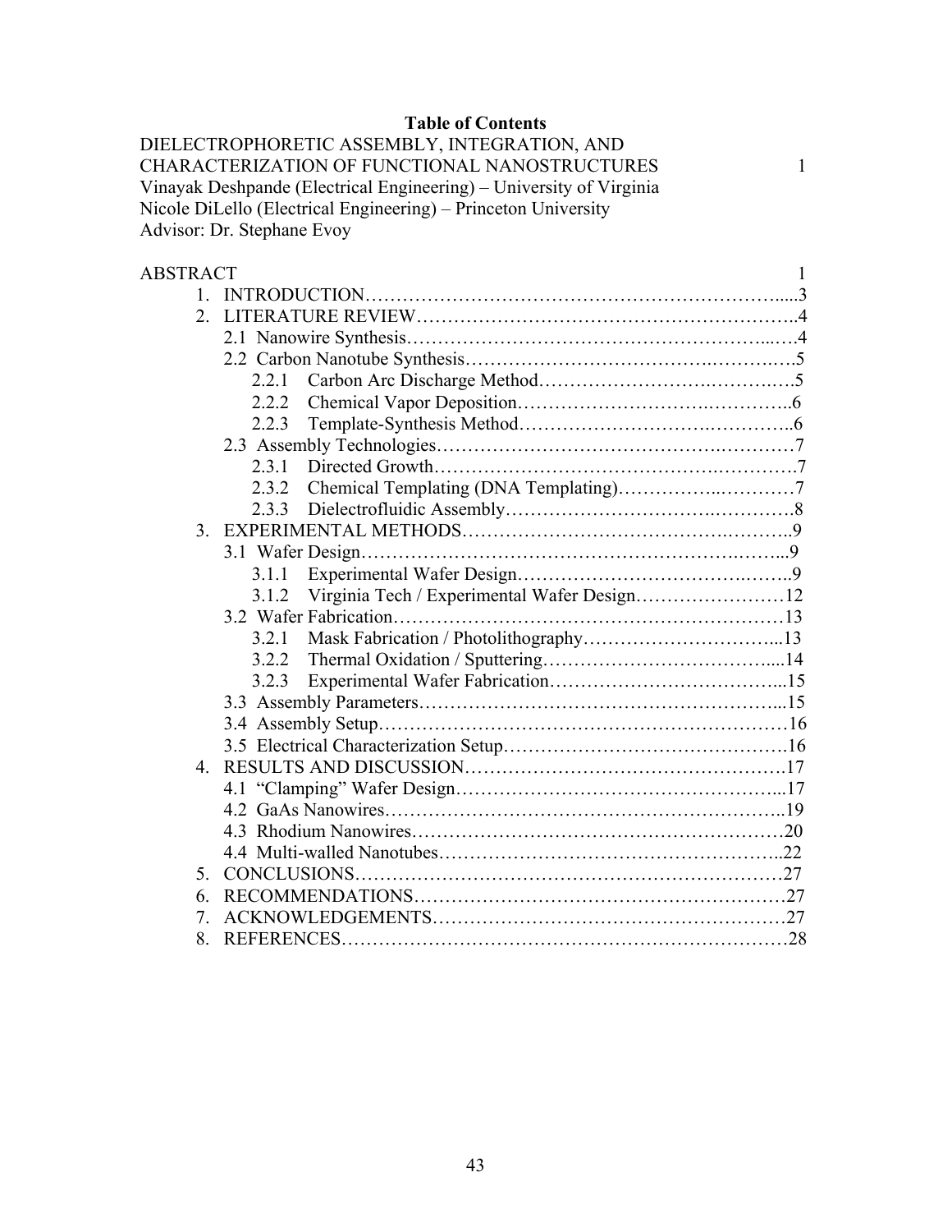**Table of Contents**

DIELECTROPHORETIC ASSEMBLY, INTEGRATION, AND CHARACTERIZATION OF FUNCTIONAL NANOSTRUCTURES 1
Vinayak Deshpande (Electrical Engineering) – University of Virginia
Nicole DiLello (Electrical Engineering) – Princeton University
Advisor: Dr. Stephane Evoy

ABSTRACT 1

1. INTRODUCTION.....3
2. LITERATURE REVIEW.....4
   - 2.1 Nanowire Synthesis.....4
   - 2.2 Carbon Nanotube Synthesis.....5
     - 2.2.1 Carbon Arc Discharge Method.....5
     - 2.2.2 Chemical Vapor Deposition.....6
     - 2.2.3 Template-Synthesis Method.....6
   - 2.3 Assembly Technologies.....7
     - 2.3.1 Directed Growth.....7
     - 2.3.2 Chemical Templating (DNA Templating).....7
     - 2.3.3 Dielectrofluidic Assembly.....8
3. EXPERIMENTAL METHODS.....9
   - 3.1 Wafer Design.....9
     - 3.1.1 Experimental Wafer Design.....9
     - 3.1.2 Virginia Tech / Experimental Wafer Design.....12
   - 3.2 Wafer Fabrication.....13
     - 3.2.1 Mask Fabrication / Photolithography.....13
     - 3.2.2 Thermal Oxidation / Sputtering.....14
     - 3.2.3 Experimental Wafer Fabrication.....15
   - 3.3 Assembly Parameters.....15
   - 3.4 Assembly Setup.....16
   - 3.5 Electrical Characterization Setup.....16
4. RESULTS AND DISCUSSION.....17
   - 4.1 "Clamping" Wafer Design.....17
   - 4.2 GaAs Nanowires.....19
   - 4.3 Rhodium Nanowires.....20
   - 4.4 Multi-walled Nanotubes.....22
5. CONCLUSIONS.....27
6. RECOMMENDATIONS.....27
7. ACKNOWLEDGEMENTS.....27
8. REFERENCES.....28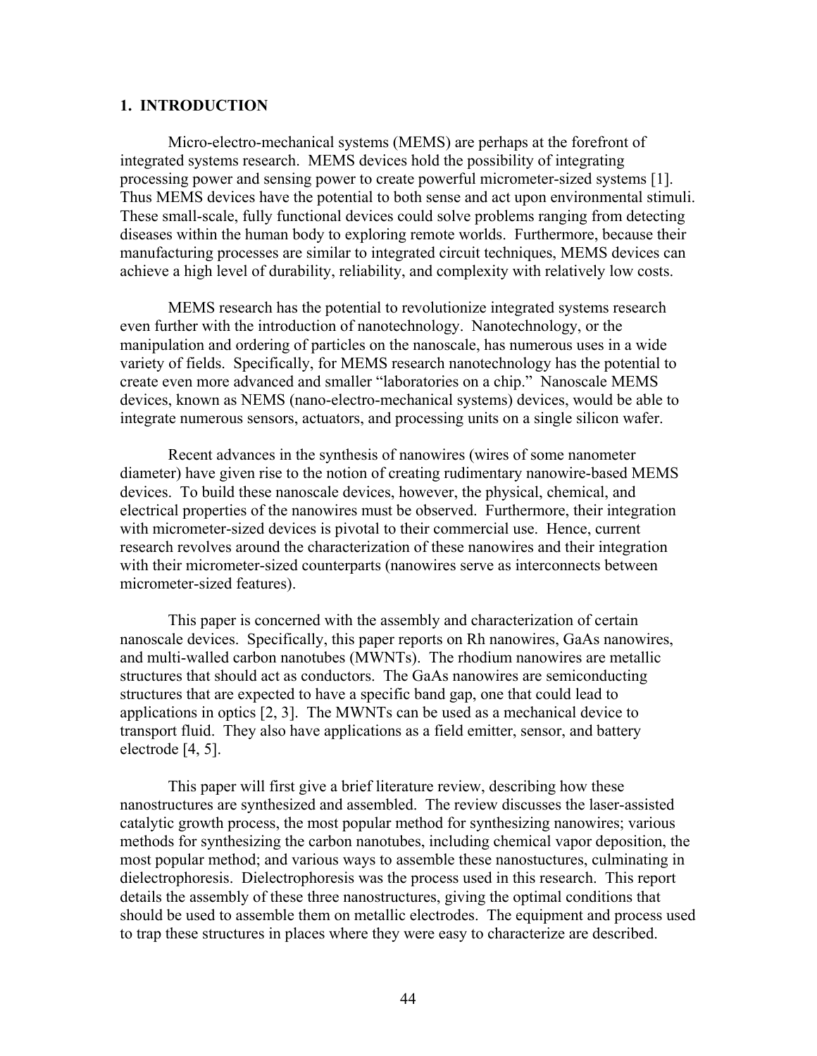## 1. INTRODUCTION

Micro-electro-mechanical systems (MEMS) are perhaps at the forefront of integrated systems research. MEMS devices hold the possibility of integrating processing power and sensing power to create powerful micrometer-sized systems [1]. Thus MEMS devices have the potential to both sense and act upon environmental stimuli. These small-scale, fully functional devices could solve problems ranging from detecting diseases within the human body to exploring remote worlds. Furthermore, because their manufacturing processes are similar to integrated circuit techniques, MEMS devices can achieve a high level of durability, reliability, and complexity with relatively low costs.

MEMS research has the potential to revolutionize integrated systems research even further with the introduction of nanotechnology. Nanotechnology, or the manipulation and ordering of particles on the nanoscale, has numerous uses in a wide variety of fields. Specifically, for MEMS research nanotechnology has the potential to create even more advanced and smaller "laboratories on a chip." Nanoscale MEMS devices, known as NEMS (nano-electro-mechanical systems) devices, would be able to integrate numerous sensors, actuators, and processing units on a single silicon wafer.

Recent advances in the synthesis of nanowires (wires of some nanometer diameter) have given rise to the notion of creating rudimentary nanowire-based MEMS devices. To build these nanoscale devices, however, the physical, chemical, and electrical properties of the nanowires must be observed. Furthermore, their integration with micrometer-sized devices is pivotal to their commercial use. Hence, current research revolves around the characterization of these nanowires and their integration with their micrometer-sized counterparts (nanowires serve as interconnects between micrometer-sized features).

This paper is concerned with the assembly and characterization of certain nanoscale devices. Specifically, this paper reports on Rh nanowires, GaAs nanowires, and multi-walled carbon nanotubes (MWNTs). The rhodium nanowires are metallic structures that should act as conductors. The GaAs nanowires are semiconducting structures that are expected to have a specific band gap, one that could lead to applications in optics [2, 3]. The MWNTs can be used as a mechanical device to transport fluid. They also have applications as a field emitter, sensor, and battery electrode [4, 5].

This paper will first give a brief literature review, describing how these nanostructures are synthesized and assembled. The review discusses the laser-assisted catalytic growth process, the most popular method for synthesizing nanowires; various methods for synthesizing the carbon nanotubes, including chemical vapor deposition, the most popular method; and various ways to assemble these nanostuctures, culminating in dielectrophoresis. Dielectrophoresis was the process used in this research. This report details the assembly of these three nanostructures, giving the optimal conditions that should be used to assemble them on metallic electrodes. The equipment and process used to trap these structures in places where they were easy to characterize are described.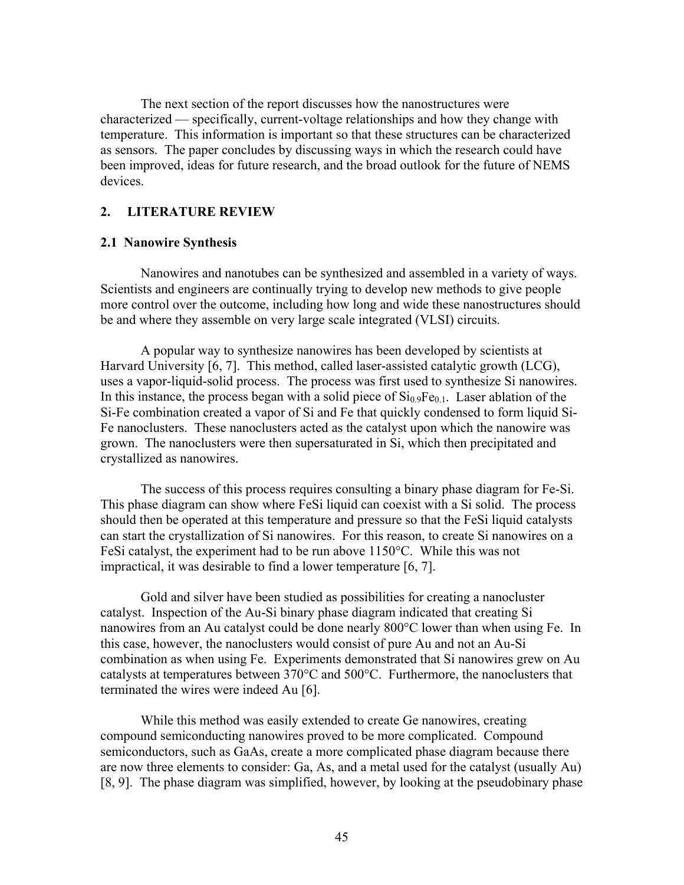The next section of the report discusses how the nanostructures were characterized — specifically, current-voltage relationships and how they change with temperature. This information is important so that these structures can be characterized as sensors. The paper concludes by discussing ways in which the research could have been improved, ideas for future research, and the broad outlook for the future of NEMS devices.

## 2. LITERATURE REVIEW

### 2.1 Nanowire Synthesis

Nanowires and nanotubes can be synthesized and assembled in a variety of ways. Scientists and engineers are continually trying to develop new methods to give people more control over the outcome, including how long and wide these nanostructures should be and where they assemble on very large scale integrated (VLSI) circuits.

A popular way to synthesize nanowires has been developed by scientists at Harvard University [6, 7]. This method, called laser-assisted catalytic growth (LCG), uses a vapor-liquid-solid process. The process was first used to synthesize Si nanowires. In this instance, the process began with a solid piece of $Si_{0.9}Fe_{0.1}$. Laser ablation of the Si-Fe combination created a vapor of Si and Fe that quickly condensed to form liquid Si-Fe nanoclusters. These nanoclusters acted as the catalyst upon which the nanowire was grown. The nanoclusters were then supersaturated in Si, which then precipitated and crystallized as nanowires.

The success of this process requires consulting a binary phase diagram for Fe-Si. This phase diagram can show where FeSi liquid can coexist with a Si solid. The process should then be operated at this temperature and pressure so that the FeSi liquid catalysts can start the crystallization of Si nanowires. For this reason, to create Si nanowires on a FeSi catalyst, the experiment had to be run above 1150°C. While this was not impractical, it was desirable to find a lower temperature [6, 7].

Gold and silver have been studied as possibilities for creating a nanocluster catalyst. Inspection of the Au-Si binary phase diagram indicated that creating Si nanowires from an Au catalyst could be done nearly 800°C lower than when using Fe. In this case, however, the nanoclusters would consist of pure Au and not an Au-Si combination as when using Fe. Experiments demonstrated that Si nanowires grew on Au catalysts at temperatures between 370°C and 500°C. Furthermore, the nanoclusters that terminated the wires were indeed Au [6].

While this method was easily extended to create Ge nanowires, creating compound semiconducting nanowires proved to be more complicated. Compound semiconductors, such as GaAs, create a more complicated phase diagram because there are now three elements to consider: Ga, As, and a metal used for the catalyst (usually Au) [8, 9]. The phase diagram was simplified, however, by looking at the pseudobinary phase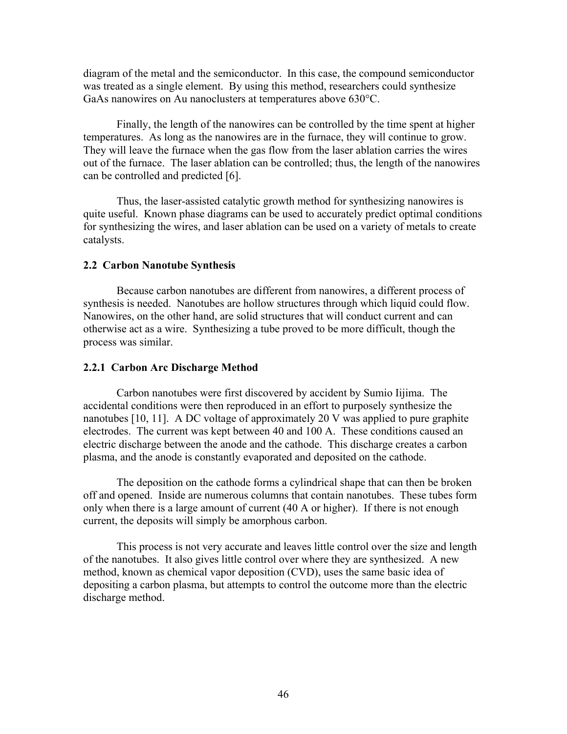diagram of the metal and the semiconductor. In this case, the compound semiconductor was treated as a single element. By using this method, researchers could synthesize GaAs nanowires on Au nanoclusters at temperatures above 630°C.

Finally, the length of the nanowires can be controlled by the time spent at higher temperatures. As long as the nanowires are in the furnace, they will continue to grow. They will leave the furnace when the gas flow from the laser ablation carries the wires out of the furnace. The laser ablation can be controlled; thus, the length of the nanowires can be controlled and predicted [6].

Thus, the laser-assisted catalytic growth method for synthesizing nanowires is quite useful. Known phase diagrams can be used to accurately predict optimal conditions for synthesizing the wires, and laser ablation can be used on a variety of metals to create catalysts.

### 2.2 Carbon Nanotube Synthesis

Because carbon nanotubes are different from nanowires, a different process of synthesis is needed. Nanotubes are hollow structures through which liquid could flow. Nanowires, on the other hand, are solid structures that will conduct current and can otherwise act as a wire. Synthesizing a tube proved to be more difficult, though the process was similar.

#### 2.2.1 Carbon Arc Discharge Method

Carbon nanotubes were first discovered by accident by Sumio Iijima. The accidental conditions were then reproduced in an effort to purposely synthesize the nanotubes [10, 11]. A DC voltage of approximately 20 V was applied to pure graphite electrodes. The current was kept between 40 and 100 A. These conditions caused an electric discharge between the anode and the cathode. This discharge creates a carbon plasma, and the anode is constantly evaporated and deposited on the cathode.

The deposition on the cathode forms a cylindrical shape that can then be broken off and opened. Inside are numerous columns that contain nanotubes. These tubes form only when there is a large amount of current (40 A or higher). If there is not enough current, the deposits will simply be amorphous carbon.

This process is not very accurate and leaves little control over the size and length of the nanotubes. It also gives little control over where they are synthesized. A new method, known as chemical vapor deposition (CVD), uses the same basic idea of depositing a carbon plasma, but attempts to control the outcome more than the electric discharge method.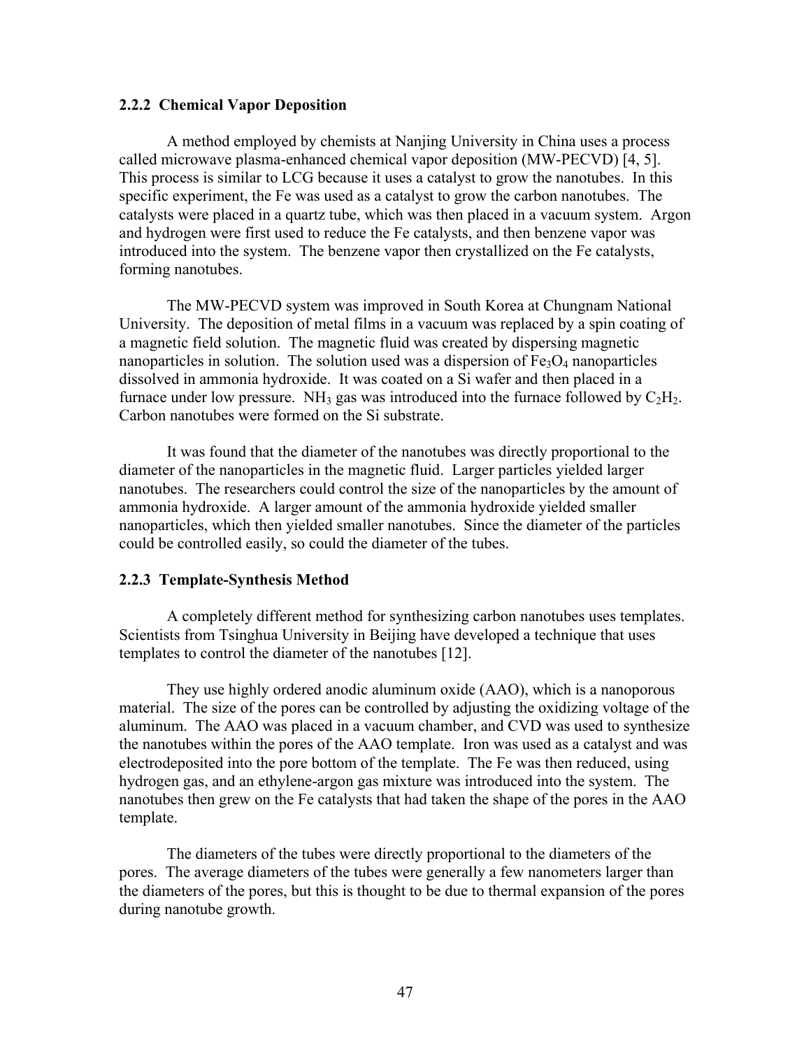### 2.2.2 Chemical Vapor Deposition

A method employed by chemists at Nanjing University in China uses a process called microwave plasma-enhanced chemical vapor deposition (MW-PECVD) [4, 5]. This process is similar to LCG because it uses a catalyst to grow the nanotubes. In this specific experiment, the Fe was used as a catalyst to grow the carbon nanotubes. The catalysts were placed in a quartz tube, which was then placed in a vacuum system. Argon and hydrogen were first used to reduce the Fe catalysts, and then benzene vapor was introduced into the system. The benzene vapor then crystallized on the Fe catalysts, forming nanotubes.

The MW-PECVD system was improved in South Korea at Chungnam National University. The deposition of metal films in a vacuum was replaced by a spin coating of a magnetic field solution. The magnetic fluid was created by dispersing magnetic nanoparticles in solution. The solution used was a dispersion of $Fe_3O_4$ nanoparticles dissolved in ammonia hydroxide. It was coated on a Si wafer and then placed in a furnace under low pressure. $NH_3$ gas was introduced into the furnace followed by $C_2H_2$. Carbon nanotubes were formed on the Si substrate.

It was found that the diameter of the nanotubes was directly proportional to the diameter of the nanoparticles in the magnetic fluid. Larger particles yielded larger nanotubes. The researchers could control the size of the nanoparticles by the amount of ammonia hydroxide. A larger amount of the ammonia hydroxide yielded smaller nanoparticles, which then yielded smaller nanotubes. Since the diameter of the particles could be controlled easily, so could the diameter of the tubes.

### 2.2.3 Template-Synthesis Method

A completely different method for synthesizing carbon nanotubes uses templates. Scientists from Tsinghua University in Beijing have developed a technique that uses templates to control the diameter of the nanotubes [12].

They use highly ordered anodic aluminum oxide (AAO), which is a nanoporous material. The size of the pores can be controlled by adjusting the oxidizing voltage of the aluminum. The AAO was placed in a vacuum chamber, and CVD was used to synthesize the nanotubes within the pores of the AAO template. Iron was used as a catalyst and was electrodeposited into the pore bottom of the template. The Fe was then reduced, using hydrogen gas, and an ethylene-argon gas mixture was introduced into the system. The nanotubes then grew on the Fe catalysts that had taken the shape of the pores in the AAO template.

The diameters of the tubes were directly proportional to the diameters of the pores. The average diameters of the tubes were generally a few nanometers larger than the diameters of the pores, but this is thought to be due to thermal expansion of the pores during nanotube growth.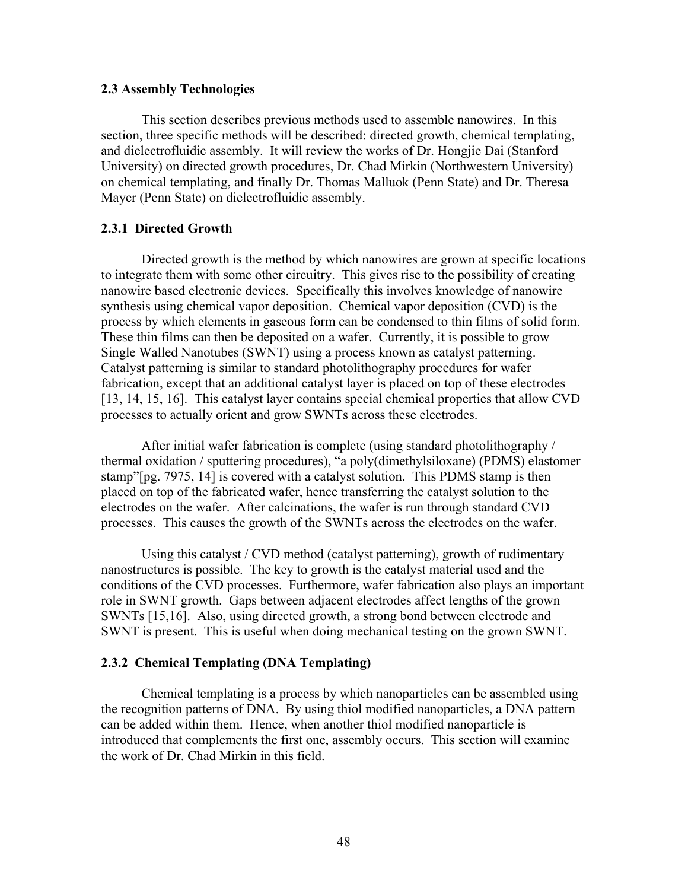### 2.3 Assembly Technologies

This section describes previous methods used to assemble nanowires. In this section, three specific methods will be described: directed growth, chemical templating, and dielectrofluidic assembly. It will review the works of Dr. Hongjie Dai (Stanford University) on directed growth procedures, Dr. Chad Mirkin (Northwestern University) on chemical templating, and finally Dr. Thomas Malluok (Penn State) and Dr. Theresa Mayer (Penn State) on dielectrofluidic assembly.

#### 2.3.1 Directed Growth

Directed growth is the method by which nanowires are grown at specific locations to integrate them with some other circuitry. This gives rise to the possibility of creating nanowire based electronic devices. Specifically this involves knowledge of nanowire synthesis using chemical vapor deposition. Chemical vapor deposition (CVD) is the process by which elements in gaseous form can be condensed to thin films of solid form. These thin films can then be deposited on a wafer. Currently, it is possible to grow Single Walled Nanotubes (SWNT) using a process known as catalyst patterning. Catalyst patterning is similar to standard photolithography procedures for wafer fabrication, except that an additional catalyst layer is placed on top of these electrodes [13, 14, 15, 16]. This catalyst layer contains special chemical properties that allow CVD processes to actually orient and grow SWNTs across these electrodes.

After initial wafer fabrication is complete (using standard photolithography / thermal oxidation / sputtering procedures), "a poly(dimethylsiloxane) (PDMS) elastomer stamp"[pg. 7975, 14] is covered with a catalyst solution. This PDMS stamp is then placed on top of the fabricated wafer, hence transferring the catalyst solution to the electrodes on the wafer. After calcinations, the wafer is run through standard CVD processes. This causes the growth of the SWNTs across the electrodes on the wafer.

Using this catalyst / CVD method (catalyst patterning), growth of rudimentary nanostructures is possible. The key to growth is the catalyst material used and the conditions of the CVD processes. Furthermore, wafer fabrication also plays an important role in SWNT growth. Gaps between adjacent electrodes affect lengths of the grown SWNTs [15,16]. Also, using directed growth, a strong bond between electrode and SWNT is present. This is useful when doing mechanical testing on the grown SWNT.

#### 2.3.2 Chemical Templating (DNA Templating)

Chemical templating is a process by which nanoparticles can be assembled using the recognition patterns of DNA. By using thiol modified nanoparticles, a DNA pattern can be added within them. Hence, when another thiol modified nanoparticle is introduced that complements the first one, assembly occurs. This section will examine the work of Dr. Chad Mirkin in this field.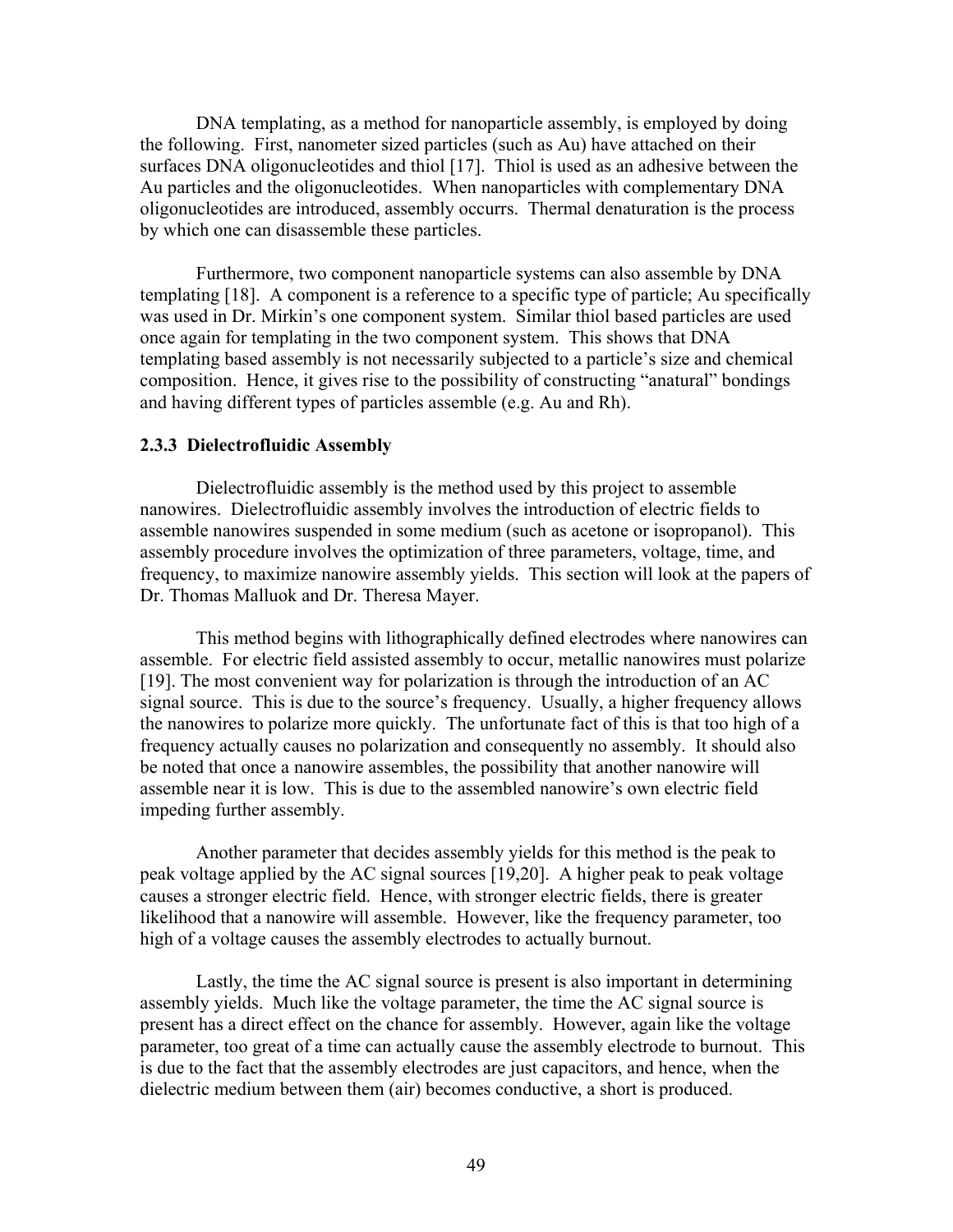DNA templating, as a method for nanoparticle assembly, is employed by doing the following. First, nanometer sized particles (such as Au) have attached on their surfaces DNA oligonucleotides and thiol [17]. Thiol is used as an adhesive between the Au particles and the oligonucleotides. When nanoparticles with complementary DNA oligonucleotides are introduced, assembly occurrs. Thermal denaturation is the process by which one can disassemble these particles.

Furthermore, two component nanoparticle systems can also assemble by DNA templating [18]. A component is a reference to a specific type of particle; Au specifically was used in Dr. Mirkin's one component system. Similar thiol based particles are used once again for templating in the two component system. This shows that DNA templating based assembly is not necessarily subjected to a particle's size and chemical composition. Hence, it gives rise to the possibility of constructing "anatural" bondings and having different types of particles assemble (e.g. Au and Rh).

### 2.3.3 Dielectrofluidic Assembly

Dielectrofluidic assembly is the method used by this project to assemble nanowires. Dielectrofluidic assembly involves the introduction of electric fields to assemble nanowires suspended in some medium (such as acetone or isopropanol). This assembly procedure involves the optimization of three parameters, voltage, time, and frequency, to maximize nanowire assembly yields. This section will look at the papers of Dr. Thomas Malluok and Dr. Theresa Mayer.

This method begins with lithographically defined electrodes where nanowires can assemble. For electric field assisted assembly to occur, metallic nanowires must polarize [19]. The most convenient way for polarization is through the introduction of an AC signal source. This is due to the source's frequency. Usually, a higher frequency allows the nanowires to polarize more quickly. The unfortunate fact of this is that too high of a frequency actually causes no polarization and consequently no assembly. It should also be noted that once a nanowire assembles, the possibility that another nanowire will assemble near it is low. This is due to the assembled nanowire's own electric field impeding further assembly.

Another parameter that decides assembly yields for this method is the peak to peak voltage applied by the AC signal sources [19,20]. A higher peak to peak voltage causes a stronger electric field. Hence, with stronger electric fields, there is greater likelihood that a nanowire will assemble. However, like the frequency parameter, too high of a voltage causes the assembly electrodes to actually burnout.

Lastly, the time the AC signal source is present is also important in determining assembly yields. Much like the voltage parameter, the time the AC signal source is present has a direct effect on the chance for assembly. However, again like the voltage parameter, too great of a time can actually cause the assembly electrode to burnout. This is due to the fact that the assembly electrodes are just capacitors, and hence, when the dielectric medium between them (air) becomes conductive, a short is produced.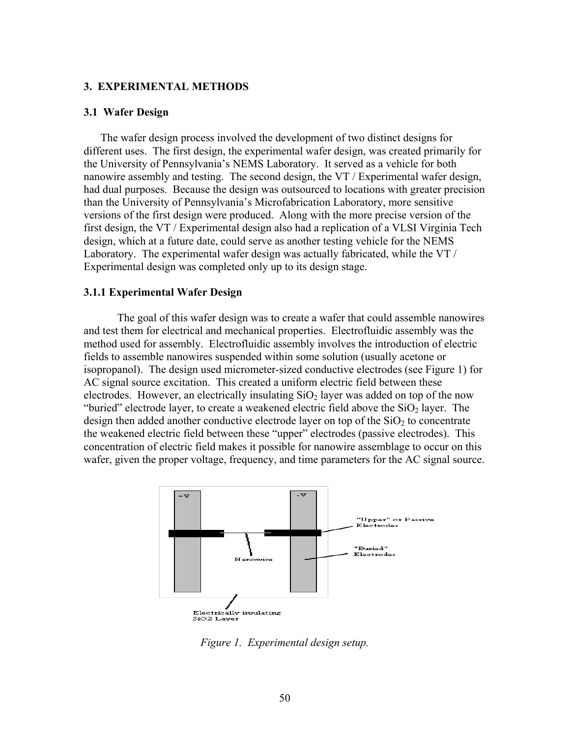## 3. EXPERIMENTAL METHODS

### 3.1 Wafer Design

The wafer design process involved the development of two distinct designs for different uses. The first design, the experimental wafer design, was created primarily for the University of Pennsylvania's NEMS Laboratory. It served as a vehicle for both nanowire assembly and testing. The second design, the VT / Experimental wafer design, had dual purposes. Because the design was outsourced to locations with greater precision than the University of Pennsylvania's Microfabrication Laboratory, more sensitive versions of the first design were produced. Along with the more precise version of the first design, the VT / Experimental design also had a replication of a VLSI Virginia Tech design, which at a future date, could serve as another testing vehicle for the NEMS Laboratory. The experimental wafer design was actually fabricated, while the VT / Experimental design was completed only up to its design stage.

### 3.1.1 Experimental Wafer Design

The goal of this wafer design was to create a wafer that could assemble nanowires and test them for electrical and mechanical properties. Electrofluidic assembly was the method used for assembly. Electrofluidic assembly involves the introduction of electric fields to assemble nanowires suspended within some solution (usually acetone or isopropanol). The design used micrometer-sized conductive electrodes (see Figure 1) for AC signal source excitation. This created a uniform electric field between these electrodes. However, an electrically insulating $SiO_2$ layer was added on top of the now "buried" electrode layer, to create a weakened electric field above the $SiO_2$ layer. The design then added another conductive electrode layer on top of the $SiO_2$ to concentrate the weakened electric field between these "upper" electrodes (passive electrodes). This concentration of electric field makes it possible for nanowire assemblage to occur on this wafer, given the proper voltage, frequency, and time parameters for the AC signal source.

+V

-V

"Upper" or Passive Electrodes

Nanowire

"Buried" Electrodes

Electrically insulating SiO2 Layer

*Figure 1. Experimental design setup.*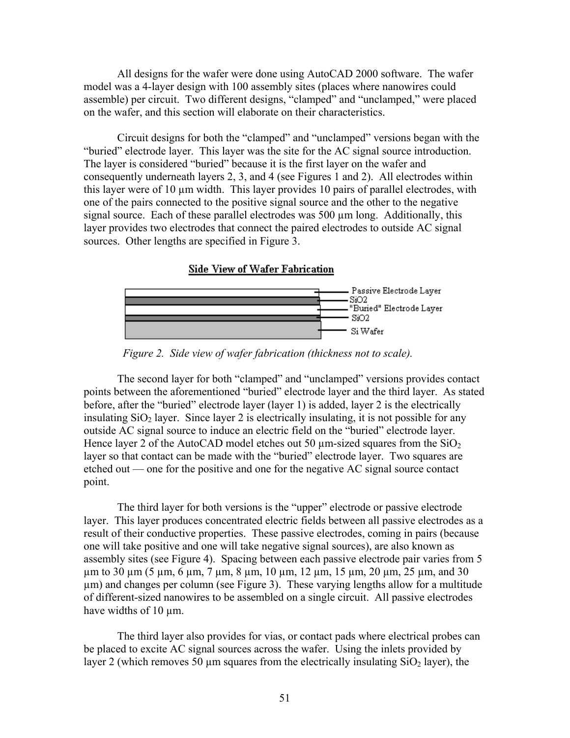All designs for the wafer were done using AutoCAD 2000 software. The wafer model was a 4-layer design with 100 assembly sites (places where nanowires could assemble) per circuit. Two different designs, "clamped" and "unclamped," were placed on the wafer, and this section will elaborate on their characteristics.

Circuit designs for both the "clamped" and "unclamped" versions began with the "buried" electrode layer. This layer was the site for the AC signal source introduction. The layer is considered "buried" because it is the first layer on the wafer and consequently underneath layers 2, 3, and 4 (see Figures 1 and 2). All electrodes within this layer were of 10 µm width. This layer provides 10 pairs of parallel electrodes, with one of the pairs connected to the positive signal source and the other to the negative signal source. Each of these parallel electrodes was 500 µm long. Additionally, this layer provides two electrodes that connect the paired electrodes to outside AC signal sources. Other lengths are specified in Figure 3.

**Side View of Wafer Fabrication**

Passive Electrode Layer
$SiO_2$
"Buried" Electrode Layer
$SiO_2$
Si Wafer

*Figure 2. Side view of wafer fabrication (thickness not to scale).*

The second layer for both "clamped" and "unclamped" versions provides contact points between the aforementioned "buried" electrode layer and the third layer. As stated before, after the "buried" electrode layer (layer 1) is added, layer 2 is the electrically insulating $SiO_2$ layer. Since layer 2 is electrically insulating, it is not possible for any outside AC signal source to induce an electric field on the "buried" electrode layer. Hence layer 2 of the AutoCAD model etches out 50 µm-sized squares from the $SiO_2$ layer so that contact can be made with the "buried" electrode layer. Two squares are etched out — one for the positive and one for the negative AC signal source contact point.

The third layer for both versions is the "upper" electrode or passive electrode layer. This layer produces concentrated electric fields between all passive electrodes as a result of their conductive properties. These passive electrodes, coming in pairs (because one will take positive and one will take negative signal sources), are also known as assembly sites (see Figure 4). Spacing between each passive electrode pair varies from 5 µm to 30 µm (5 µm, 6 µm, 7 µm, 8 µm, 10 µm, 12 µm, 15 µm, 20 µm, 25 µm, and 30 µm) and changes per column (see Figure 3). These varying lengths allow for a multitude of different-sized nanowires to be assembled on a single circuit. All passive electrodes have widths of 10 µm.

The third layer also provides for vias, or contact pads where electrical probes can be placed to excite AC signal sources across the wafer. Using the inlets provided by layer 2 (which removes 50 µm squares from the electrically insulating $SiO_2$ layer), the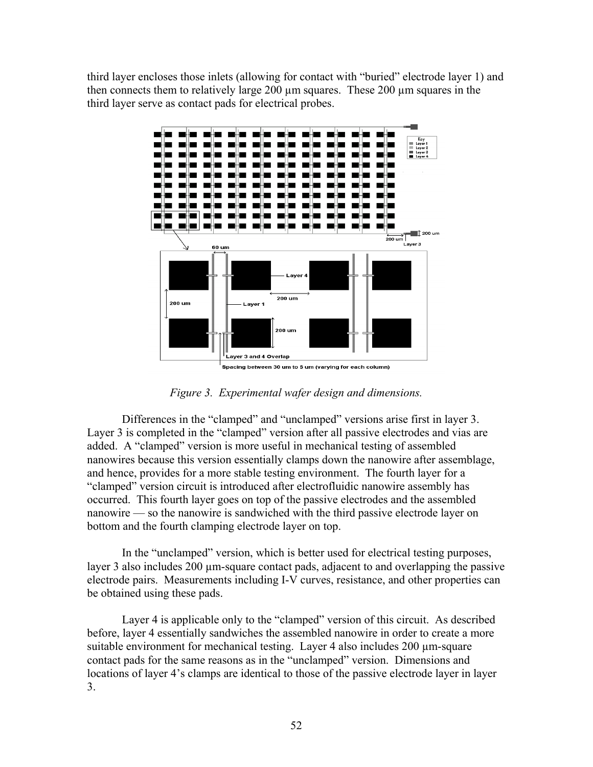third layer encloses those inlets (allowing for contact with "buried" electrode layer 1) and then connects them to relatively large 200 µm squares. These 200 µm squares in the third layer serve as contact pads for electrical probes.

*Figure 3. Experimental wafer design and dimensions.*

Differences in the "clamped" and "unclamped" versions arise first in layer 3. Layer 3 is completed in the "clamped" version after all passive electrodes and vias are added. A "clamped" version is more useful in mechanical testing of assembled nanowires because this version essentially clamps down the nanowire after assemblage, and hence, provides for a more stable testing environment. The fourth layer for a "clamped" version circuit is introduced after electrofluidic nanowire assembly has occurred. This fourth layer goes on top of the passive electrodes and the assembled nanowire — so the nanowire is sandwiched with the third passive electrode layer on bottom and the fourth clamping electrode layer on top.

In the "unclamped" version, which is better used for electrical testing purposes, layer 3 also includes 200 µm-square contact pads, adjacent to and overlapping the passive electrode pairs. Measurements including I-V curves, resistance, and other properties can be obtained using these pads.

Layer 4 is applicable only to the "clamped" version of this circuit. As described before, layer 4 essentially sandwiches the assembled nanowire in order to create a more suitable environment for mechanical testing. Layer 4 also includes 200 µm-square contact pads for the same reasons as in the "unclamped" version. Dimensions and locations of layer 4's clamps are identical to those of the passive electrode layer in layer 3.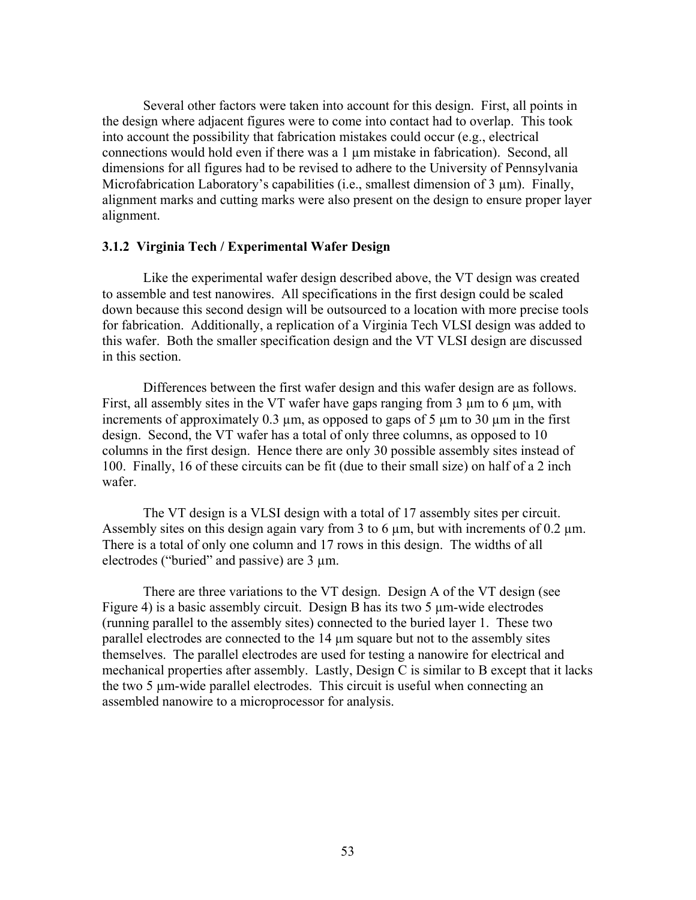Several other factors were taken into account for this design. First, all points in the design where adjacent figures were to come into contact had to overlap. This took into account the possibility that fabrication mistakes could occur (e.g., electrical connections would hold even if there was a 1 µm mistake in fabrication). Second, all dimensions for all figures had to be revised to adhere to the University of Pennsylvania Microfabrication Laboratory's capabilities (i.e., smallest dimension of 3 µm). Finally, alignment marks and cutting marks were also present on the design to ensure proper layer alignment.

### 3.1.2 Virginia Tech / Experimental Wafer Design

Like the experimental wafer design described above, the VT design was created to assemble and test nanowires. All specifications in the first design could be scaled down because this second design will be outsourced to a location with more precise tools for fabrication. Additionally, a replication of a Virginia Tech VLSI design was added to this wafer. Both the smaller specification design and the VT VLSI design are discussed in this section.

Differences between the first wafer design and this wafer design are as follows. First, all assembly sites in the VT wafer have gaps ranging from 3 µm to 6 µm, with increments of approximately 0.3 µm, as opposed to gaps of 5 µm to 30 µm in the first design. Second, the VT wafer has a total of only three columns, as opposed to 10 columns in the first design. Hence there are only 30 possible assembly sites instead of 100. Finally, 16 of these circuits can be fit (due to their small size) on half of a 2 inch wafer.

The VT design is a VLSI design with a total of 17 assembly sites per circuit. Assembly sites on this design again vary from 3 to 6 µm, but with increments of 0.2 µm. There is a total of only one column and 17 rows in this design. The widths of all electrodes ("buried" and passive) are 3 µm.

There are three variations to the VT design. Design A of the VT design (see Figure 4) is a basic assembly circuit. Design B has its two 5 µm-wide electrodes (running parallel to the assembly sites) connected to the buried layer 1. These two parallel electrodes are connected to the 14 µm square but not to the assembly sites themselves. The parallel electrodes are used for testing a nanowire for electrical and mechanical properties after assembly. Lastly, Design C is similar to B except that it lacks the two 5 µm-wide parallel electrodes. This circuit is useful when connecting an assembled nanowire to a microprocessor for analysis.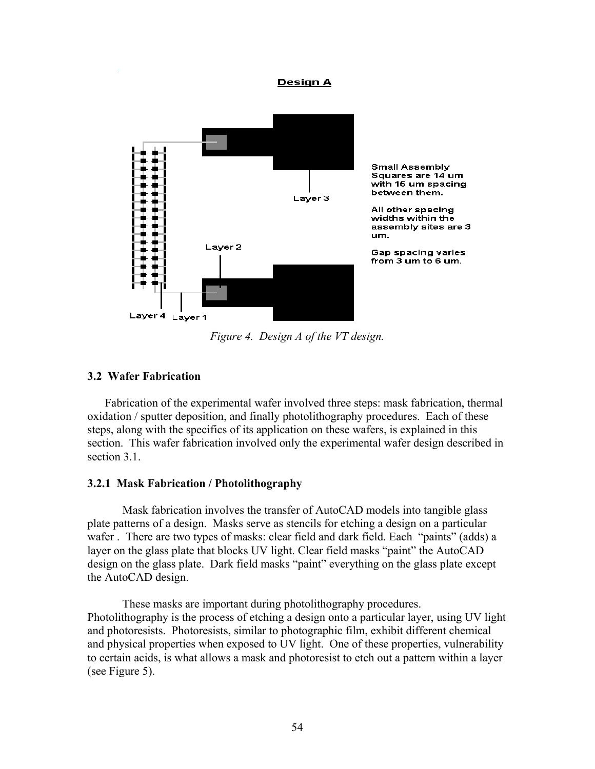**Design A**

Small Assembly Squares are 14 um with 15 um spacing between them.

All other spacing widths within the assembly sites are 3 um.

Gap spacing varies from 3 um to 6 um.

Layer 3

Layer 2

Layer 4 Layer 1

*Figure 4. Design A of the VT design.*

### 3.2 Wafer Fabrication

Fabrication of the experimental wafer involved three steps: mask fabrication, thermal oxidation / sputter deposition, and finally photolithography procedures. Each of these steps, along with the specifics of its application on these wafers, is explained in this section. This wafer fabrication involved only the experimental wafer design described in section 3.1.

#### 3.2.1 Mask Fabrication / Photolithography

Mask fabrication involves the transfer of AutoCAD models into tangible glass plate patterns of a design. Masks serve as stencils for etching a design on a particular wafer . There are two types of masks: clear field and dark field. Each "paints" (adds) a layer on the glass plate that blocks UV light. Clear field masks "paint" the AutoCAD design on the glass plate. Dark field masks "paint" everything on the glass plate except the AutoCAD design.

These masks are important during photolithography procedures. Photolithography is the process of etching a design onto a particular layer, using UV light and photoresists. Photoresists, similar to photographic film, exhibit different chemical and physical properties when exposed to UV light. One of these properties, vulnerability to certain acids, is what allows a mask and photoresist to etch out a pattern within a layer (see Figure 5).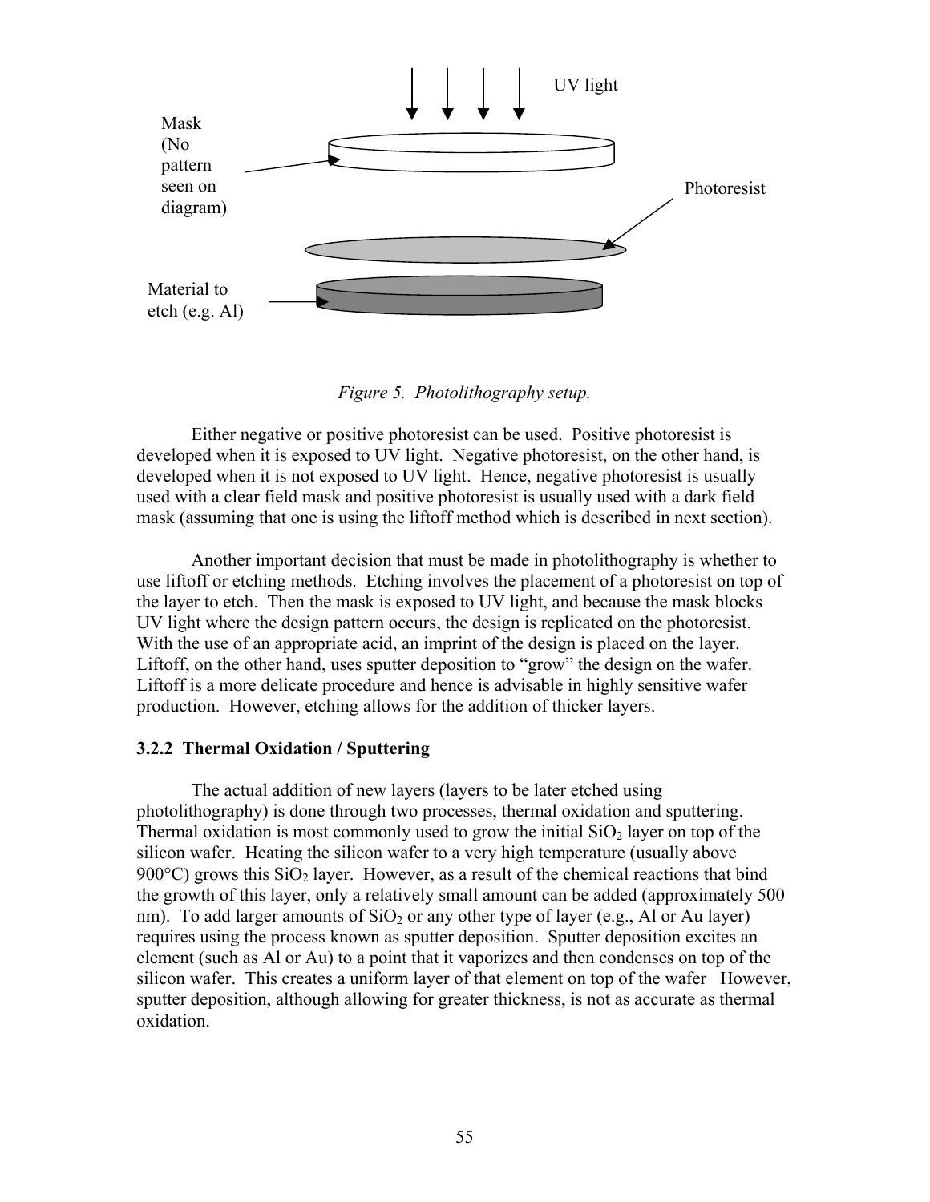UV light

Mask (No pattern seen on diagram)

Photoresist

Material to etch (e.g. Al)

*Figure 5. Photolithography setup.*

Either negative or positive photoresist can be used. Positive photoresist is developed when it is exposed to UV light. Negative photoresist, on the other hand, is developed when it is not exposed to UV light. Hence, negative photoresist is usually used with a clear field mask and positive photoresist is usually used with a dark field mask (assuming that one is using the liftoff method which is described in next section).

Another important decision that must be made in photolithography is whether to use liftoff or etching methods. Etching involves the placement of a photoresist on top of the layer to etch. Then the mask is exposed to UV light, and because the mask blocks UV light where the design pattern occurs, the design is replicated on the photoresist. With the use of an appropriate acid, an imprint of the design is placed on the layer. Liftoff, on the other hand, uses sputter deposition to "grow" the design on the wafer. Liftoff is a more delicate procedure and hence is advisable in highly sensitive wafer production. However, etching allows for the addition of thicker layers.

### 3.2.2 Thermal Oxidation / Sputtering

The actual addition of new layers (layers to be later etched using photolithography) is done through two processes, thermal oxidation and sputtering. Thermal oxidation is most commonly used to grow the initial $SiO_2$ layer on top of the silicon wafer. Heating the silicon wafer to a very high temperature (usually above 900°C) grows this $SiO_2$ layer. However, as a result of the chemical reactions that bind the growth of this layer, only a relatively small amount can be added (approximately 500 nm). To add larger amounts of $SiO_2$ or any other type of layer (e.g., Al or Au layer) requires using the process known as sputter deposition. Sputter deposition excites an element (such as Al or Au) to a point that it vaporizes and then condenses on top of the silicon wafer. This creates a uniform layer of that element on top of the wafer However, sputter deposition, although allowing for greater thickness, is not as accurate as thermal oxidation.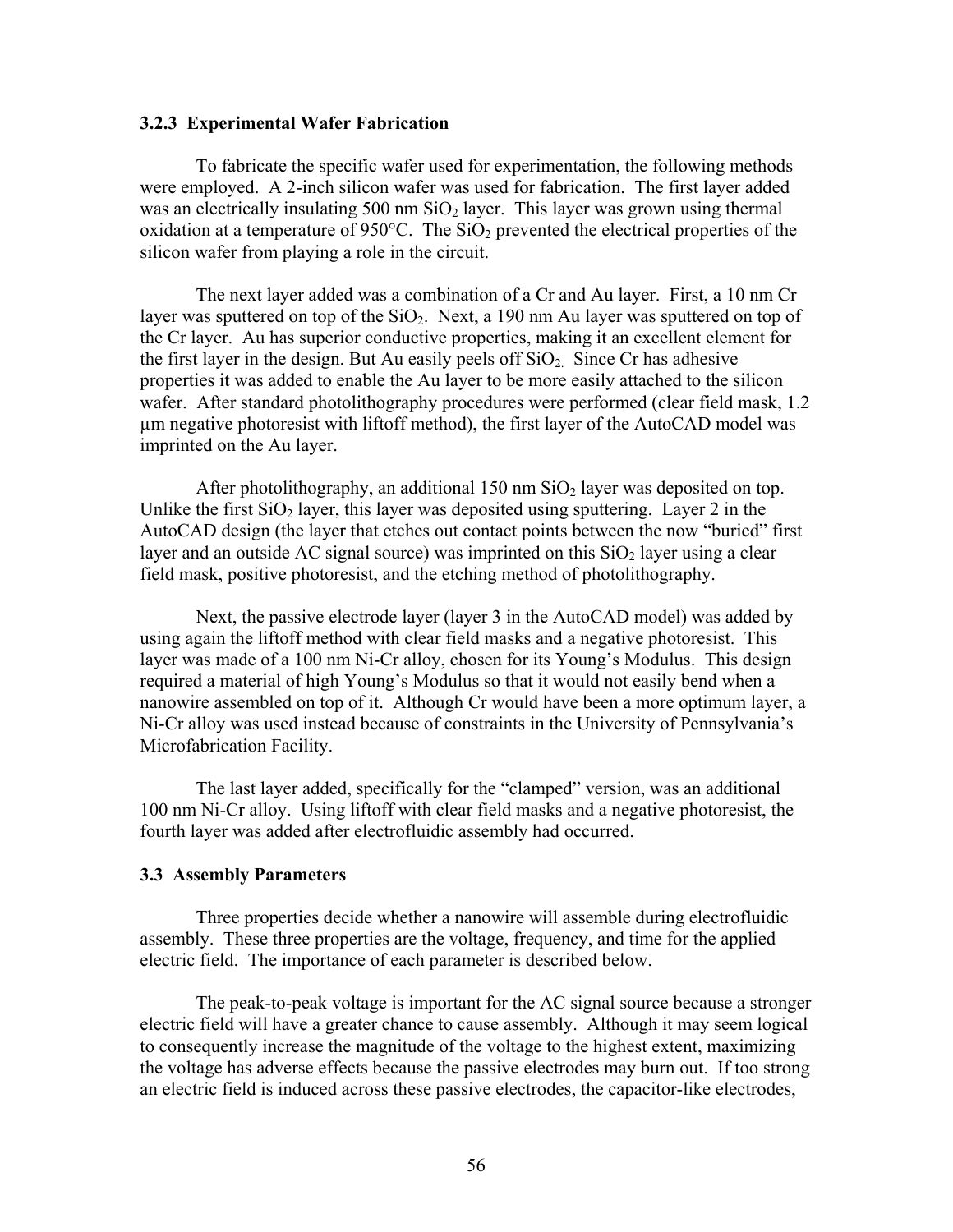### 3.2.3 Experimental Wafer Fabrication

To fabricate the specific wafer used for experimentation, the following methods were employed. A 2-inch silicon wafer was used for fabrication. The first layer added was an electrically insulating 500 nm $SiO_2$ layer. This layer was grown using thermal oxidation at a temperature of 950°C. The $SiO_2$ prevented the electrical properties of the silicon wafer from playing a role in the circuit.

The next layer added was a combination of a Cr and Au layer. First, a 10 nm Cr layer was sputtered on top of the $SiO_2$. Next, a 190 nm Au layer was sputtered on top of the Cr layer. Au has superior conductive properties, making it an excellent element for the first layer in the design. But Au easily peels off $SiO_2$. Since Cr has adhesive properties it was added to enable the Au layer to be more easily attached to the silicon wafer. After standard photolithography procedures were performed (clear field mask, 1.2 μm negative photoresist with liftoff method), the first layer of the AutoCAD model was imprinted on the Au layer.

After photolithography, an additional 150 nm $SiO_2$ layer was deposited on top. Unlike the first $SiO_2$ layer, this layer was deposited using sputtering. Layer 2 in the AutoCAD design (the layer that etches out contact points between the now "buried" first layer and an outside AC signal source) was imprinted on this $SiO_2$ layer using a clear field mask, positive photoresist, and the etching method of photolithography.

Next, the passive electrode layer (layer 3 in the AutoCAD model) was added by using again the liftoff method with clear field masks and a negative photoresist. This layer was made of a 100 nm Ni-Cr alloy, chosen for its Young's Modulus. This design required a material of high Young's Modulus so that it would not easily bend when a nanowire assembled on top of it. Although Cr would have been a more optimum layer, a Ni-Cr alloy was used instead because of constraints in the University of Pennsylvania's Microfabrication Facility.

The last layer added, specifically for the "clamped" version, was an additional 100 nm Ni-Cr alloy. Using liftoff with clear field masks and a negative photoresist, the fourth layer was added after electrofluidic assembly had occurred.

### 3.3 Assembly Parameters

Three properties decide whether a nanowire will assemble during electrofluidic assembly. These three properties are the voltage, frequency, and time for the applied electric field. The importance of each parameter is described below.

The peak-to-peak voltage is important for the AC signal source because a stronger electric field will have a greater chance to cause assembly. Although it may seem logical to consequently increase the magnitude of the voltage to the highest extent, maximizing the voltage has adverse effects because the passive electrodes may burn out. If too strong an electric field is induced across these passive electrodes, the capacitor-like electrodes,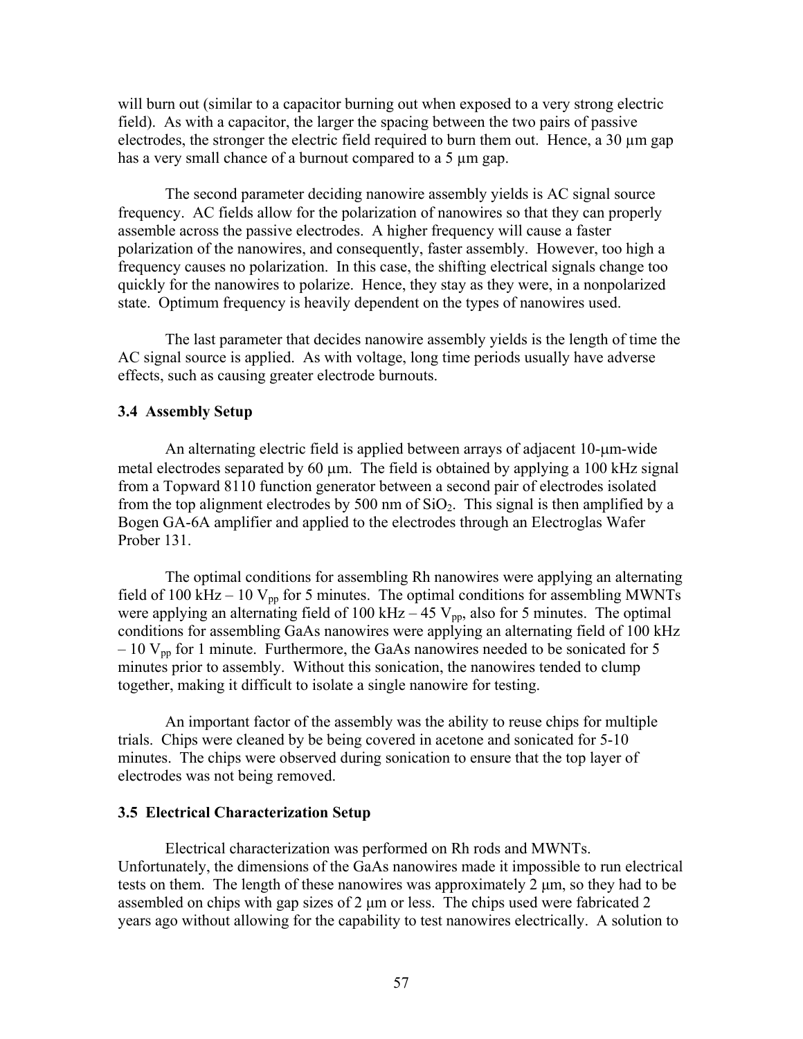will burn out (similar to a capacitor burning out when exposed to a very strong electric field). As with a capacitor, the larger the spacing between the two pairs of passive electrodes, the stronger the electric field required to burn them out. Hence, a 30 μm gap has a very small chance of a burnout compared to a 5 μm gap.

The second parameter deciding nanowire assembly yields is AC signal source frequency. AC fields allow for the polarization of nanowires so that they can properly assemble across the passive electrodes. A higher frequency will cause a faster polarization of the nanowires, and consequently, faster assembly. However, too high a frequency causes no polarization. In this case, the shifting electrical signals change too quickly for the nanowires to polarize. Hence, they stay as they were, in a nonpolarized state. Optimum frequency is heavily dependent on the types of nanowires used.

The last parameter that decides nanowire assembly yields is the length of time the AC signal source is applied. As with voltage, long time periods usually have adverse effects, such as causing greater electrode burnouts.

### 3.4 Assembly Setup

An alternating electric field is applied between arrays of adjacent 10-μm-wide metal electrodes separated by 60 μm. The field is obtained by applying a 100 kHz signal from a Topward 8110 function generator between a second pair of electrodes isolated from the top alignment electrodes by 500 nm of $SiO_2$. This signal is then amplified by a Bogen GA-6A amplifier and applied to the electrodes through an Electroglas Wafer Prober 131.

The optimal conditions for assembling Rh nanowires were applying an alternating field of 100 kHz – 10 $V_{pp}$ for 5 minutes. The optimal conditions for assembling MWNTs were applying an alternating field of 100 kHz – 45 $V_{pp}$, also for 5 minutes. The optimal conditions for assembling GaAs nanowires were applying an alternating field of 100 kHz – 10 $V_{pp}$ for 1 minute. Furthermore, the GaAs nanowires needed to be sonicated for 5 minutes prior to assembly. Without this sonication, the nanowires tended to clump together, making it difficult to isolate a single nanowire for testing.

An important factor of the assembly was the ability to reuse chips for multiple trials. Chips were cleaned by be being covered in acetone and sonicated for 5-10 minutes. The chips were observed during sonication to ensure that the top layer of electrodes was not being removed.

### 3.5 Electrical Characterization Setup

Electrical characterization was performed on Rh rods and MWNTs. Unfortunately, the dimensions of the GaAs nanowires made it impossible to run electrical tests on them. The length of these nanowires was approximately 2 μm, so they had to be assembled on chips with gap sizes of 2 μm or less. The chips used were fabricated 2 years ago without allowing for the capability to test nanowires electrically. A solution to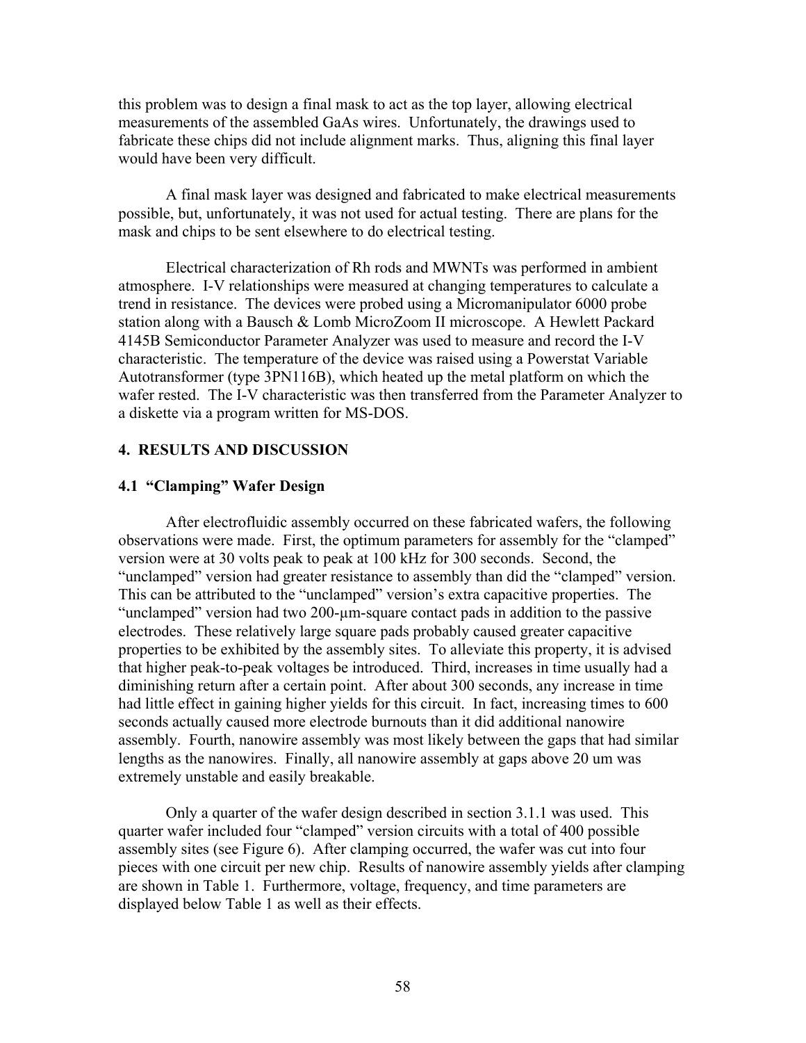this problem was to design a final mask to act as the top layer, allowing electrical measurements of the assembled GaAs wires. Unfortunately, the drawings used to fabricate these chips did not include alignment marks. Thus, aligning this final layer would have been very difficult.

A final mask layer was designed and fabricated to make electrical measurements possible, but, unfortunately, it was not used for actual testing. There are plans for the mask and chips to be sent elsewhere to do electrical testing.

Electrical characterization of Rh rods and MWNTs was performed in ambient atmosphere. I-V relationships were measured at changing temperatures to calculate a trend in resistance. The devices were probed using a Micromanipulator 6000 probe station along with a Bausch & Lomb MicroZoom II microscope. A Hewlett Packard 4145B Semiconductor Parameter Analyzer was used to measure and record the I-V characteristic. The temperature of the device was raised using a Powerstat Variable Autotransformer (type 3PN116B), which heated up the metal platform on which the wafer rested. The I-V characteristic was then transferred from the Parameter Analyzer to a diskette via a program written for MS-DOS.

## 4. RESULTS AND DISCUSSION

### 4.1 "Clamping" Wafer Design

After electrofluidic assembly occurred on these fabricated wafers, the following observations were made. First, the optimum parameters for assembly for the "clamped" version were at 30 volts peak to peak at 100 kHz for 300 seconds. Second, the "unclamped" version had greater resistance to assembly than did the "clamped" version. This can be attributed to the "unclamped" version's extra capacitive properties. The "unclamped" version had two 200-µm-square contact pads in addition to the passive electrodes. These relatively large square pads probably caused greater capacitive properties to be exhibited by the assembly sites. To alleviate this property, it is advised that higher peak-to-peak voltages be introduced. Third, increases in time usually had a diminishing return after a certain point. After about 300 seconds, any increase in time had little effect in gaining higher yields for this circuit. In fact, increasing times to 600 seconds actually caused more electrode burnouts than it did additional nanowire assembly. Fourth, nanowire assembly was most likely between the gaps that had similar lengths as the nanowires. Finally, all nanowire assembly at gaps above 20 um was extremely unstable and easily breakable.

Only a quarter of the wafer design described in section 3.1.1 was used. This quarter wafer included four "clamped" version circuits with a total of 400 possible assembly sites (see Figure 6). After clamping occurred, the wafer was cut into four pieces with one circuit per new chip. Results of nanowire assembly yields after clamping are shown in Table 1. Furthermore, voltage, frequency, and time parameters are displayed below Table 1 as well as their effects.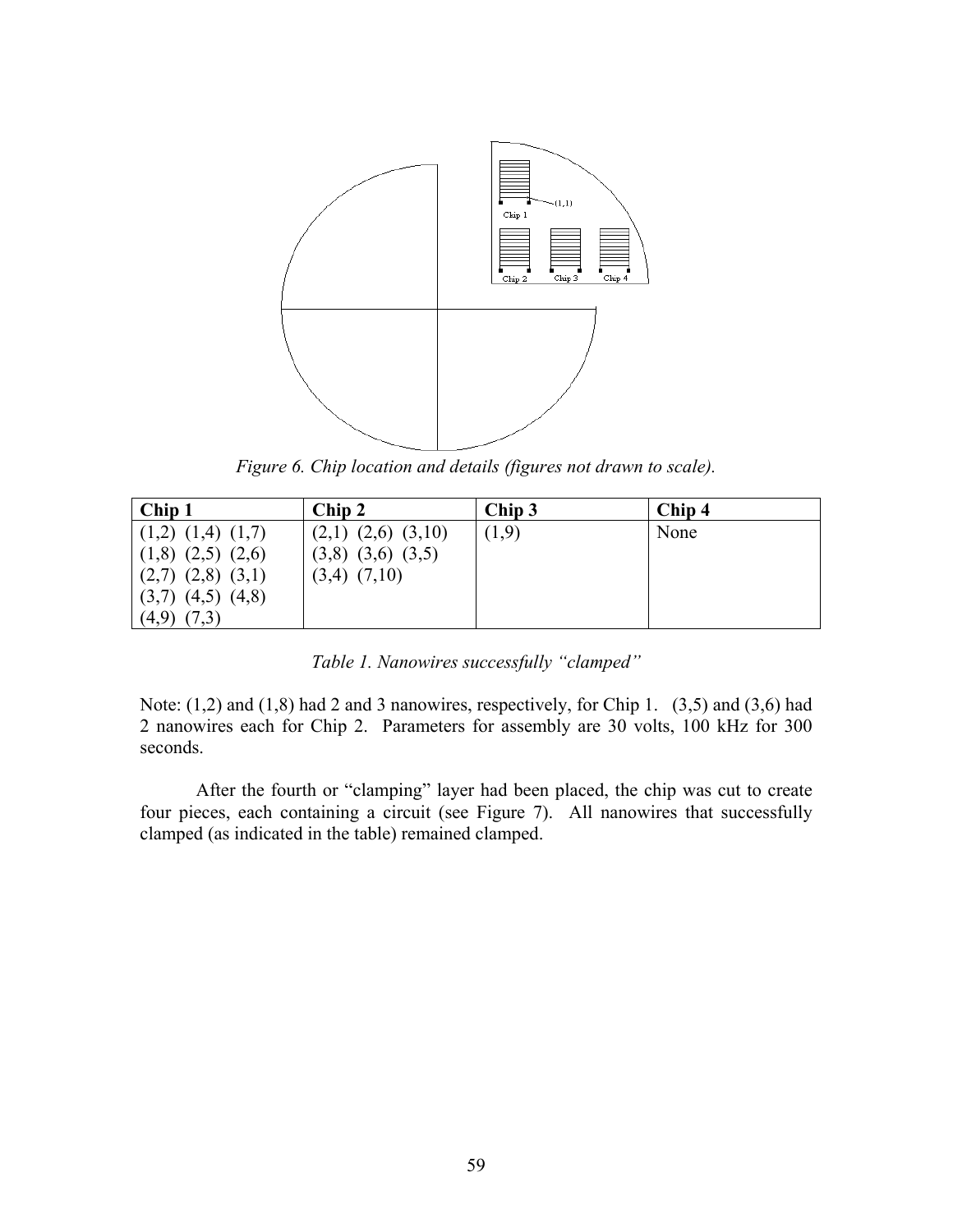*Figure 6. Chip location and details (figures not drawn to scale).*

| Chip 1 | Chip 2 | Chip 3 | Chip 4 |
|---|---|---|---|
| (1,2) (1,4) (1,7) (1,8) (2,5) (2,6) (2,7) (2,8) (3,1) (3,7) (4,5) (4,8) (4,9) (7,3) | (2,1) (2,6) (3,10) (3,8) (3,6) (3,5) (3,4) (7,10) | (1,9) | None |

*Table 1. Nanowires successfully "clamped"*

Note: (1,2) and (1,8) had 2 and 3 nanowires, respectively, for Chip 1. (3,5) and (3,6) had 2 nanowires each for Chip 2. Parameters for assembly are 30 volts, 100 kHz for 300 seconds.

After the fourth or "clamping" layer had been placed, the chip was cut to create four pieces, each containing a circuit (see Figure 7). All nanowires that successfully clamped (as indicated in the table) remained clamped.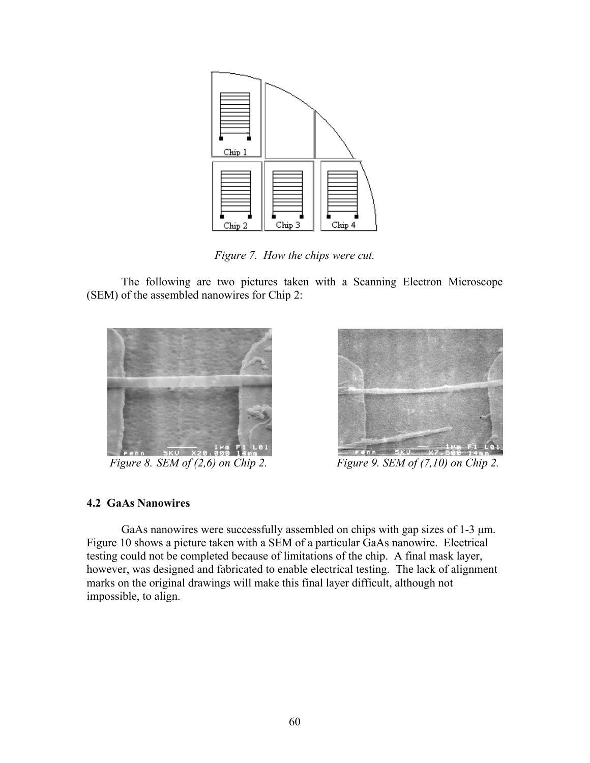Figure 7. How the chips were cut.

The following are two pictures taken with a Scanning Electron Microscope (SEM) of the assembled nanowires for Chip 2:

Figure 8. SEM of (2,6) on Chip 2.

Figure 9. SEM of (7,10) on Chip 2.

### 4.2 GaAs Nanowires

GaAs nanowires were successfully assembled on chips with gap sizes of 1-3 μm. Figure 10 shows a picture taken with a SEM of a particular GaAs nanowire. Electrical testing could not be completed because of limitations of the chip. A final mask layer, however, was designed and fabricated to enable electrical testing. The lack of alignment marks on the original drawings will make this final layer difficult, although not impossible, to align.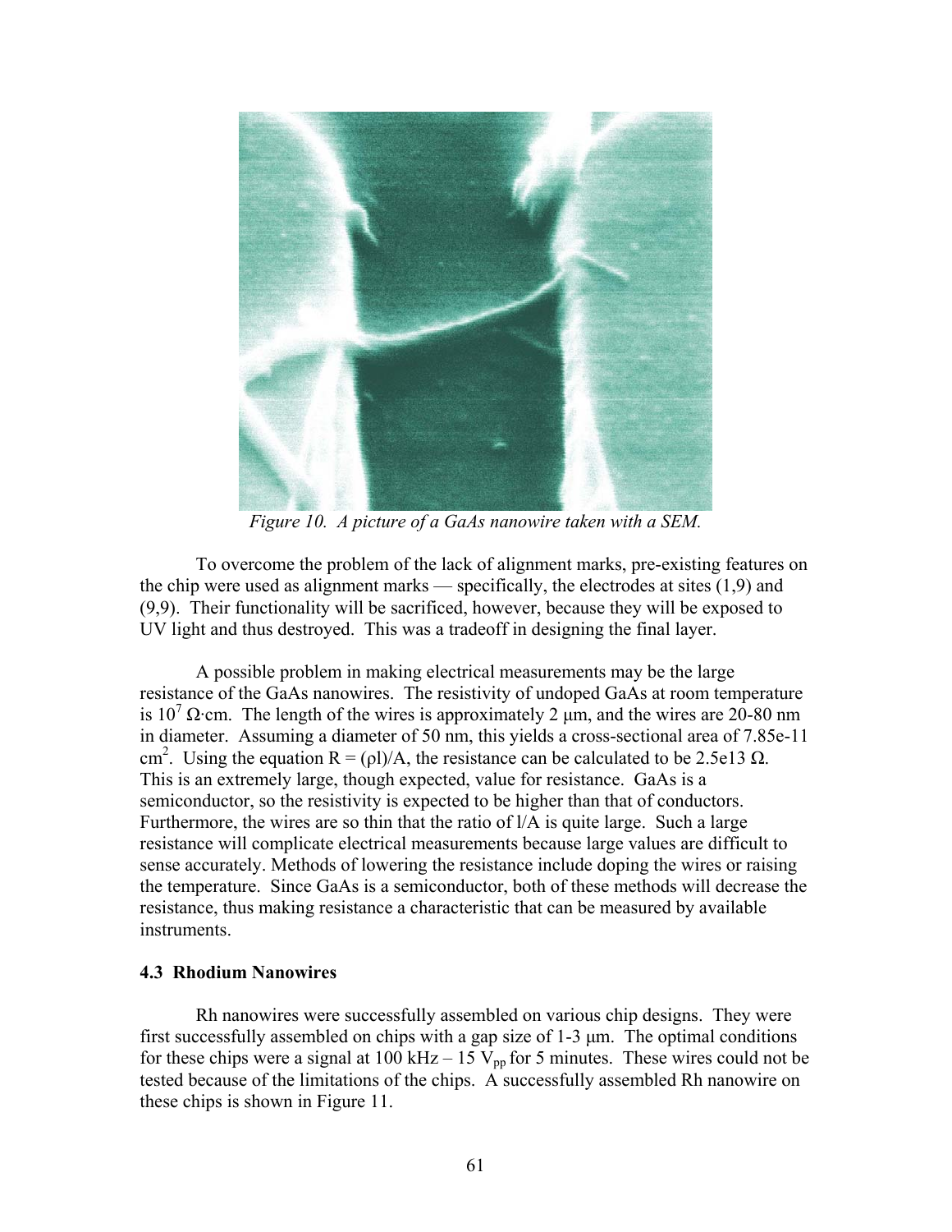*Figure 10. A picture of a GaAs nanowire taken with a SEM.*

To overcome the problem of the lack of alignment marks, pre-existing features on the chip were used as alignment marks — specifically, the electrodes at sites (1,9) and (9,9). Their functionality will be sacrificed, however, because they will be exposed to UV light and thus destroyed. This was a tradeoff in designing the final layer.

A possible problem in making electrical measurements may be the large resistance of the GaAs nanowires. The resistivity of undoped GaAs at room temperature is $10^7$ Ω·cm. The length of the wires is approximately 2 μm, and the wires are 20-80 nm in diameter. Assuming a diameter of 50 nm, this yields a cross-sectional area of 7.85e-11 $cm^2$. Using the equation $R = (\rho l)/A$, the resistance can be calculated to be 2.5e13 Ω. This is an extremely large, though expected, value for resistance. GaAs is a semiconductor, so the resistivity is expected to be higher than that of conductors. Furthermore, the wires are so thin that the ratio of $l/A$ is quite large. Such a large resistance will complicate electrical measurements because large values are difficult to sense accurately. Methods of lowering the resistance include doping the wires or raising the temperature. Since GaAs is a semiconductor, both of these methods will decrease the resistance, thus making resistance a characteristic that can be measured by available instruments.

### 4.3 Rhodium Nanowires

Rh nanowires were successfully assembled on various chip designs. They were first successfully assembled on chips with a gap size of 1-3 μm. The optimal conditions for these chips were a signal at 100 kHz – 15 $V_{pp}$ for 5 minutes. These wires could not be tested because of the limitations of the chips. A successfully assembled Rh nanowire on these chips is shown in Figure 11.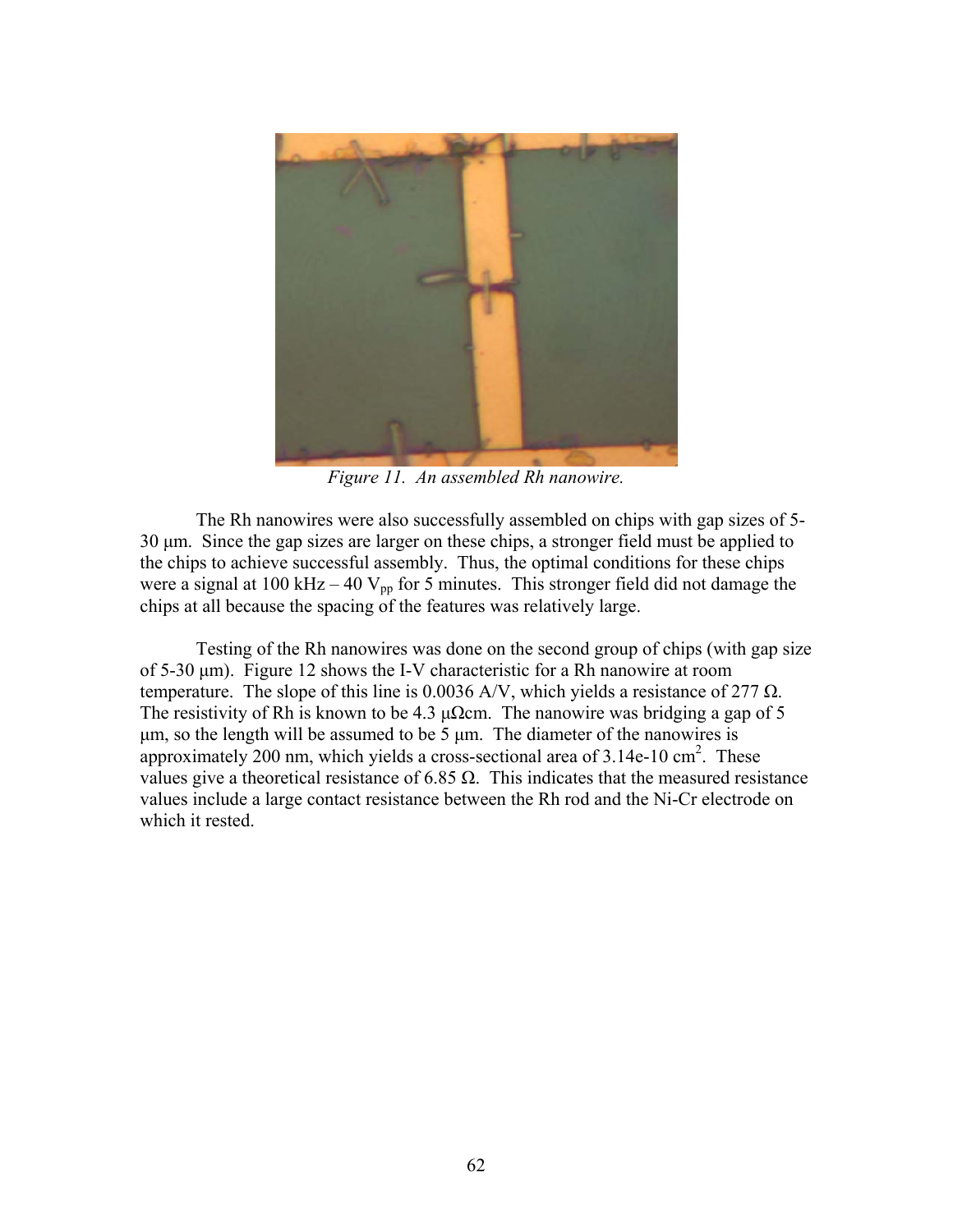*Figure 11. An assembled Rh nanowire.*

The Rh nanowires were also successfully assembled on chips with gap sizes of 5-30 μm. Since the gap sizes are larger on these chips, a stronger field must be applied to the chips to achieve successful assembly. Thus, the optimal conditions for these chips were a signal at 100 kHz – 40 $V_{pp}$ for 5 minutes. This stronger field did not damage the chips at all because the spacing of the features was relatively large.

Testing of the Rh nanowires was done on the second group of chips (with gap size of 5-30 μm). Figure 12 shows the I-V characteristic for a Rh nanowire at room temperature. The slope of this line is 0.0036 A/V, which yields a resistance of 277 Ω. The resistivity of Rh is known to be 4.3 μΩcm. The nanowire was bridging a gap of 5 μm, so the length will be assumed to be 5 μm. The diameter of the nanowires is approximately 200 nm, which yields a cross-sectional area of 3.14e-10 $cm^2$. These values give a theoretical resistance of 6.85 Ω. This indicates that the measured resistance values include a large contact resistance between the Rh rod and the Ni-Cr electrode on which it rested.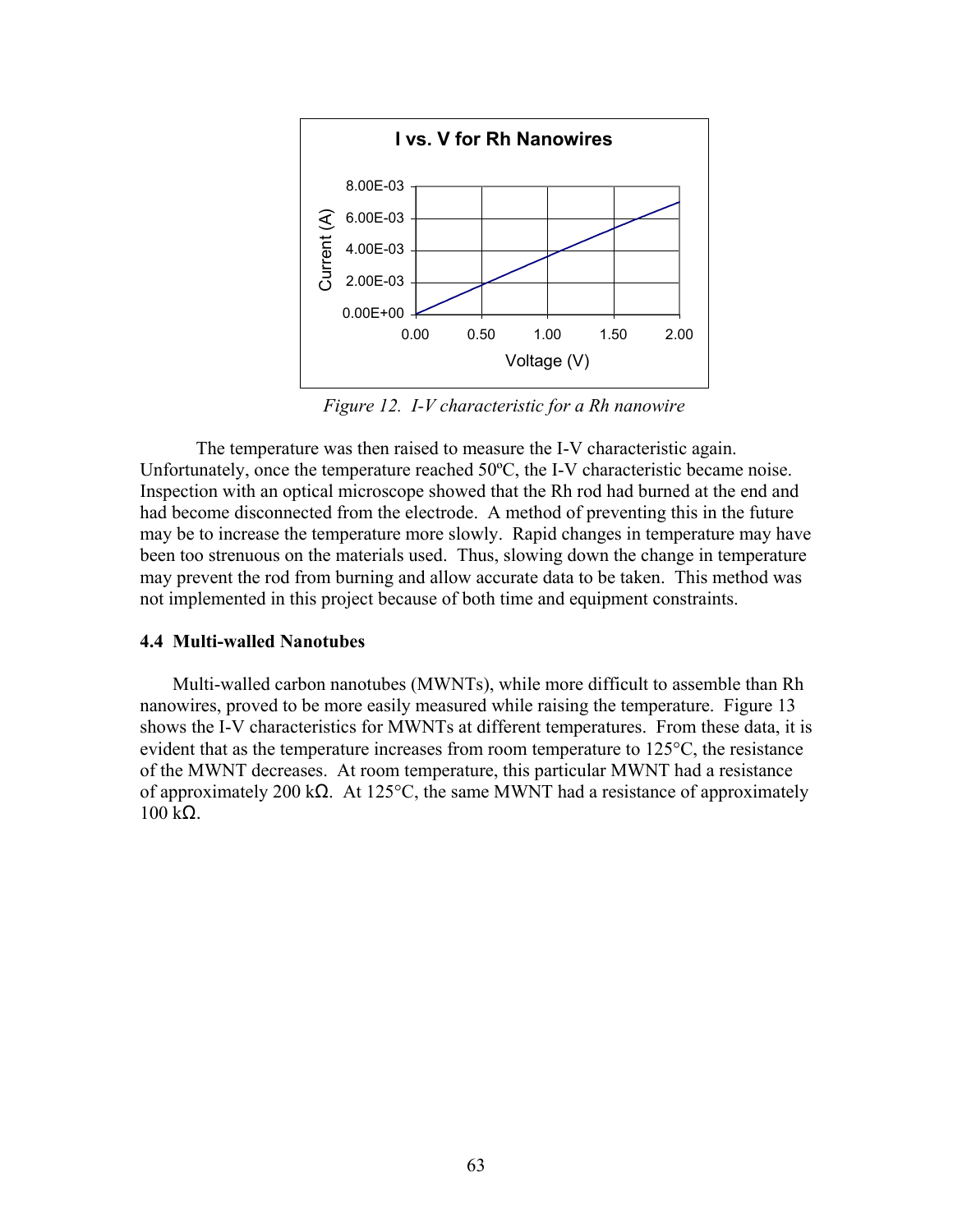Figure 12. I-V characteristic for a Rh nanowire

The temperature was then raised to measure the I-V characteristic again. Unfortunately, once the temperature reached 50ºC, the I-V characteristic became noise. Inspection with an optical microscope showed that the Rh rod had burned at the end and had become disconnected from the electrode. A method of preventing this in the future may be to increase the temperature more slowly. Rapid changes in temperature may have been too strenuous on the materials used. Thus, slowing down the change in temperature may prevent the rod from burning and allow accurate data to be taken. This method was not implemented in this project because of both time and equipment constraints.

### 4.4 Multi-walled Nanotubes

Multi-walled carbon nanotubes (MWNTs), while more difficult to assemble than Rh nanowires, proved to be more easily measured while raising the temperature. Figure 13 shows the I-V characteristics for MWNTs at different temperatures. From these data, it is evident that as the temperature increases from room temperature to 125°C, the resistance of the MWNT decreases. At room temperature, this particular MWNT had a resistance of approximately 200 kΩ. At 125°C, the same MWNT had a resistance of approximately 100 kΩ.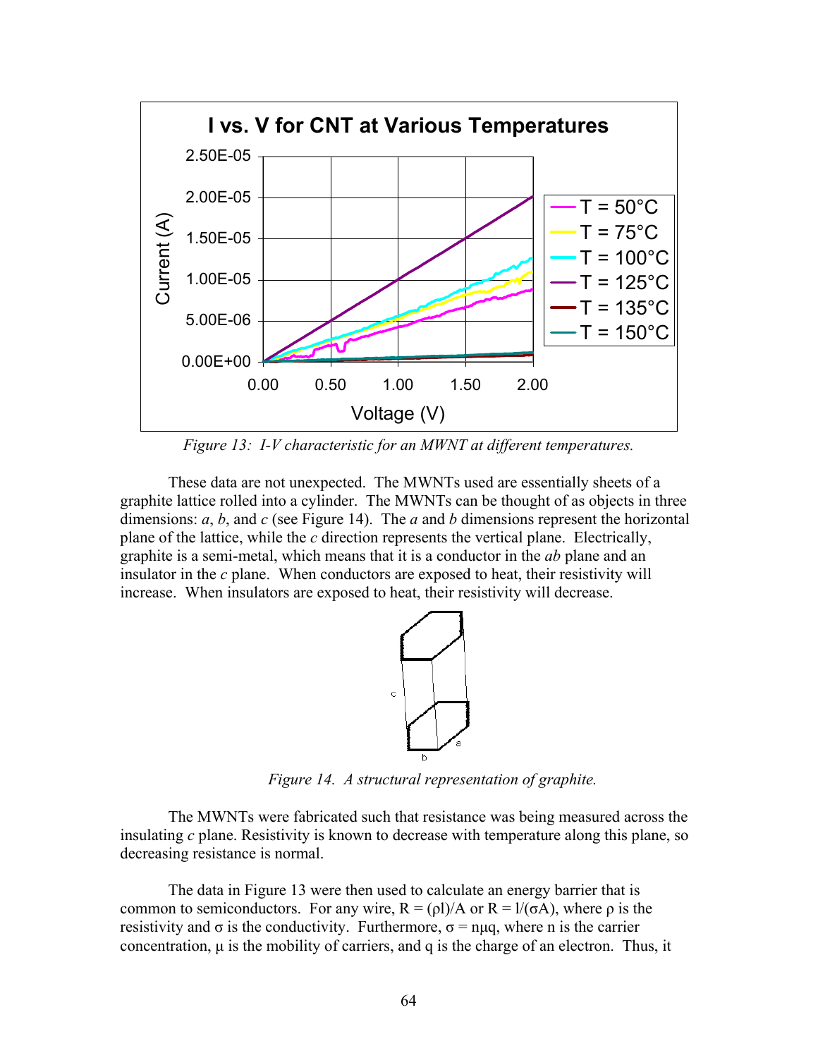*Figure 13: I-V characteristic for an MWNT at different temperatures.*

These data are not unexpected. The MWNTs used are essentially sheets of a graphite lattice rolled into a cylinder. The MWNTs can be thought of as objects in three dimensions: *a*, *b*, and *c* (see Figure 14). The *a* and *b* dimensions represent the horizontal plane of the lattice, while the *c* direction represents the vertical plane. Electrically, graphite is a semi-metal, which means that it is a conductor in the *ab* plane and an insulator in the *c* plane. When conductors are exposed to heat, their resistivity will increase. When insulators are exposed to heat, their resistivity will decrease.

*Figure 14. A structural representation of graphite.*

The MWNTs were fabricated such that resistance was being measured across the insulating *c* plane. Resistivity is known to decrease with temperature along this plane, so decreasing resistance is normal.

The data in Figure 13 were then used to calculate an energy barrier that is common to semiconductors. For any wire, $R = (\rho l)/A$ or $R = l/(\sigma A)$, where $\rho$ is the resistivity and $\sigma$ is the conductivity. Furthermore, $\sigma = n\mu q$, where n is the carrier concentration, $\mu$ is the mobility of carriers, and q is the charge of an electron. Thus, it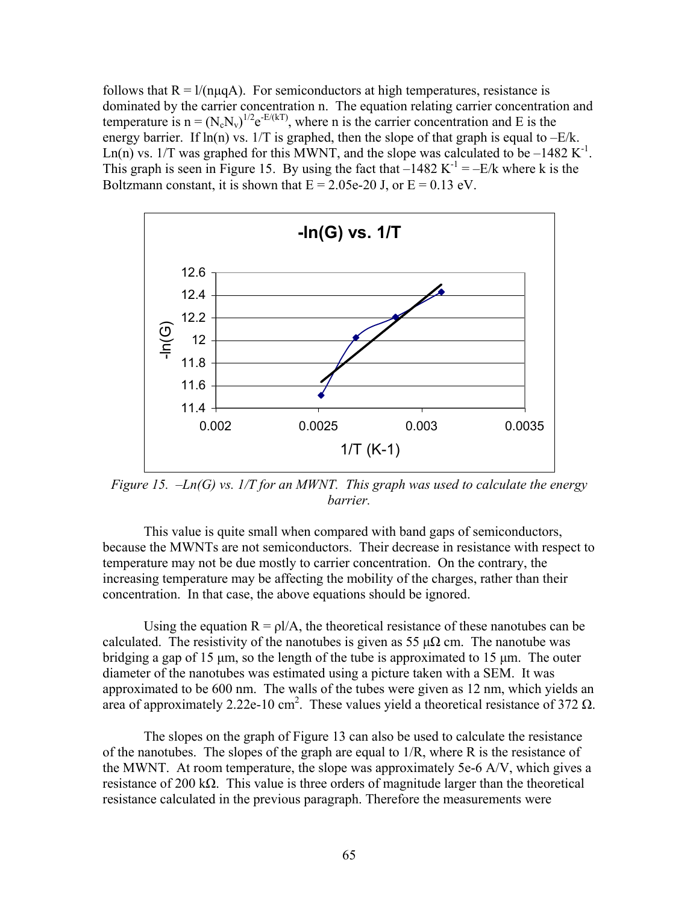follows that $R = l/(n\mu qA)$. For semiconductors at high temperatures, resistance is dominated by the carrier concentration n. The equation relating carrier concentration and temperature is $n = (N_cN_v)^{1/2}e^{-E/(kT)}$, where n is the carrier concentration and E is the energy barrier. If ln(n) vs. 1/T is graphed, then the slope of that graph is equal to –E/k. Ln(n) vs. 1/T was graphed for this MWNT, and the slope was calculated to be –1482 $K^{-1}$. This graph is seen in Figure 15. By using the fact that –1482 $K^{-1}$ = –E/k where k is the Boltzmann constant, it is shown that E = 2.05e-20 J, or E = 0.13 eV.

*Figure 15. –Ln(G) vs. 1/T for an MWNT. This graph was used to calculate the energy barrier.*

This value is quite small when compared with band gaps of semiconductors, because the MWNTs are not semiconductors. Their decrease in resistance with respect to temperature may not be due mostly to carrier concentration. On the contrary, the increasing temperature may be affecting the mobility of the charges, rather than their concentration. In that case, the above equations should be ignored.

Using the equation $R = \rho l/A$, the theoretical resistance of these nanotubes can be calculated. The resistivity of the nanotubes is given as 55 μΩ cm. The nanotube was bridging a gap of 15 μm, so the length of the tube is approximated to 15 μm. The outer diameter of the nanotubes was estimated using a picture taken with a SEM. It was approximated to be 600 nm. The walls of the tubes were given as 12 nm, which yields an area of approximately 2.22e-10 $cm^2$. These values yield a theoretical resistance of 372 Ω.

The slopes on the graph of Figure 13 can also be used to calculate the resistance of the nanotubes. The slopes of the graph are equal to 1/R, where R is the resistance of the MWNT. At room temperature, the slope was approximately 5e-6 A/V, which gives a resistance of 200 kΩ. This value is three orders of magnitude larger than the theoretical resistance calculated in the previous paragraph. Therefore the measurements were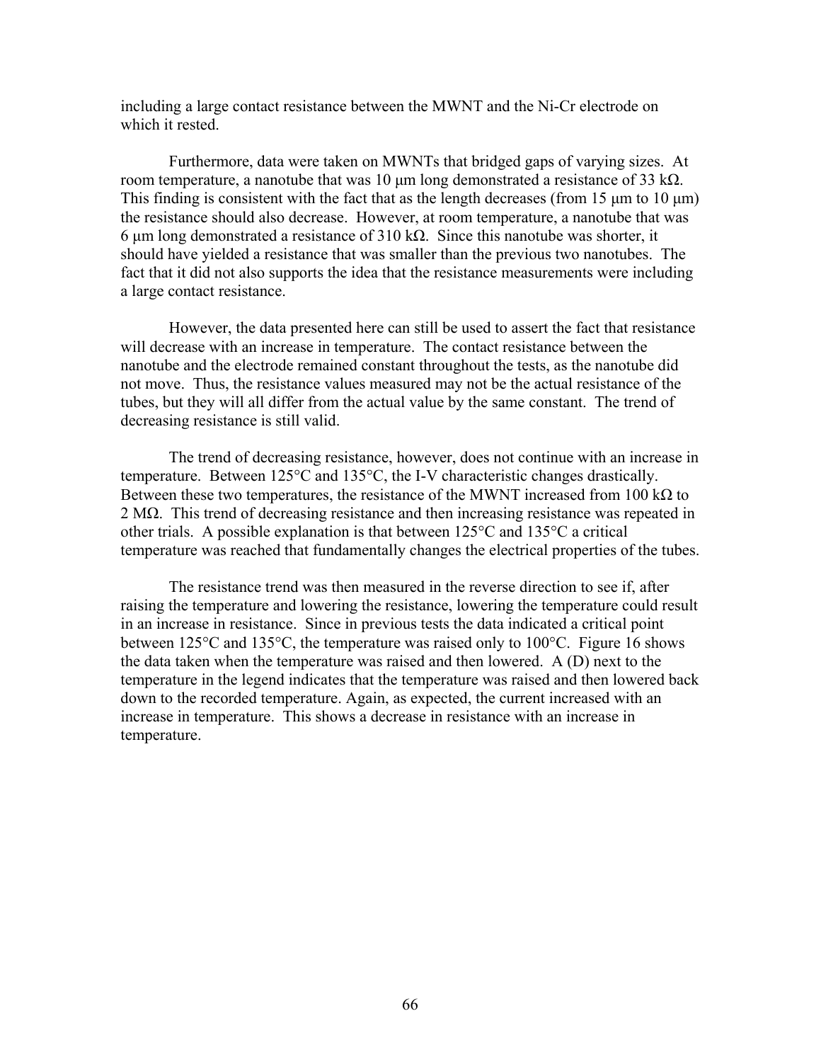including a large contact resistance between the MWNT and the Ni-Cr electrode on which it rested.

Furthermore, data were taken on MWNTs that bridged gaps of varying sizes. At room temperature, a nanotube that was 10 μm long demonstrated a resistance of 33 kΩ. This finding is consistent with the fact that as the length decreases (from 15 μm to 10 μm) the resistance should also decrease. However, at room temperature, a nanotube that was 6 μm long demonstrated a resistance of 310 kΩ. Since this nanotube was shorter, it should have yielded a resistance that was smaller than the previous two nanotubes. The fact that it did not also supports the idea that the resistance measurements were including a large contact resistance.

However, the data presented here can still be used to assert the fact that resistance will decrease with an increase in temperature. The contact resistance between the nanotube and the electrode remained constant throughout the tests, as the nanotube did not move. Thus, the resistance values measured may not be the actual resistance of the tubes, but they will all differ from the actual value by the same constant. The trend of decreasing resistance is still valid.

The trend of decreasing resistance, however, does not continue with an increase in temperature. Between 125°C and 135°C, the I-V characteristic changes drastically. Between these two temperatures, the resistance of the MWNT increased from 100 kΩ to 2 MΩ. This trend of decreasing resistance and then increasing resistance was repeated in other trials. A possible explanation is that between 125°C and 135°C a critical temperature was reached that fundamentally changes the electrical properties of the tubes.

The resistance trend was then measured in the reverse direction to see if, after raising the temperature and lowering the resistance, lowering the temperature could result in an increase in resistance. Since in previous tests the data indicated a critical point between 125°C and 135°C, the temperature was raised only to 100°C. Figure 16 shows the data taken when the temperature was raised and then lowered. A (D) next to the temperature in the legend indicates that the temperature was raised and then lowered back down to the recorded temperature. Again, as expected, the current increased with an increase in temperature. This shows a decrease in resistance with an increase in temperature.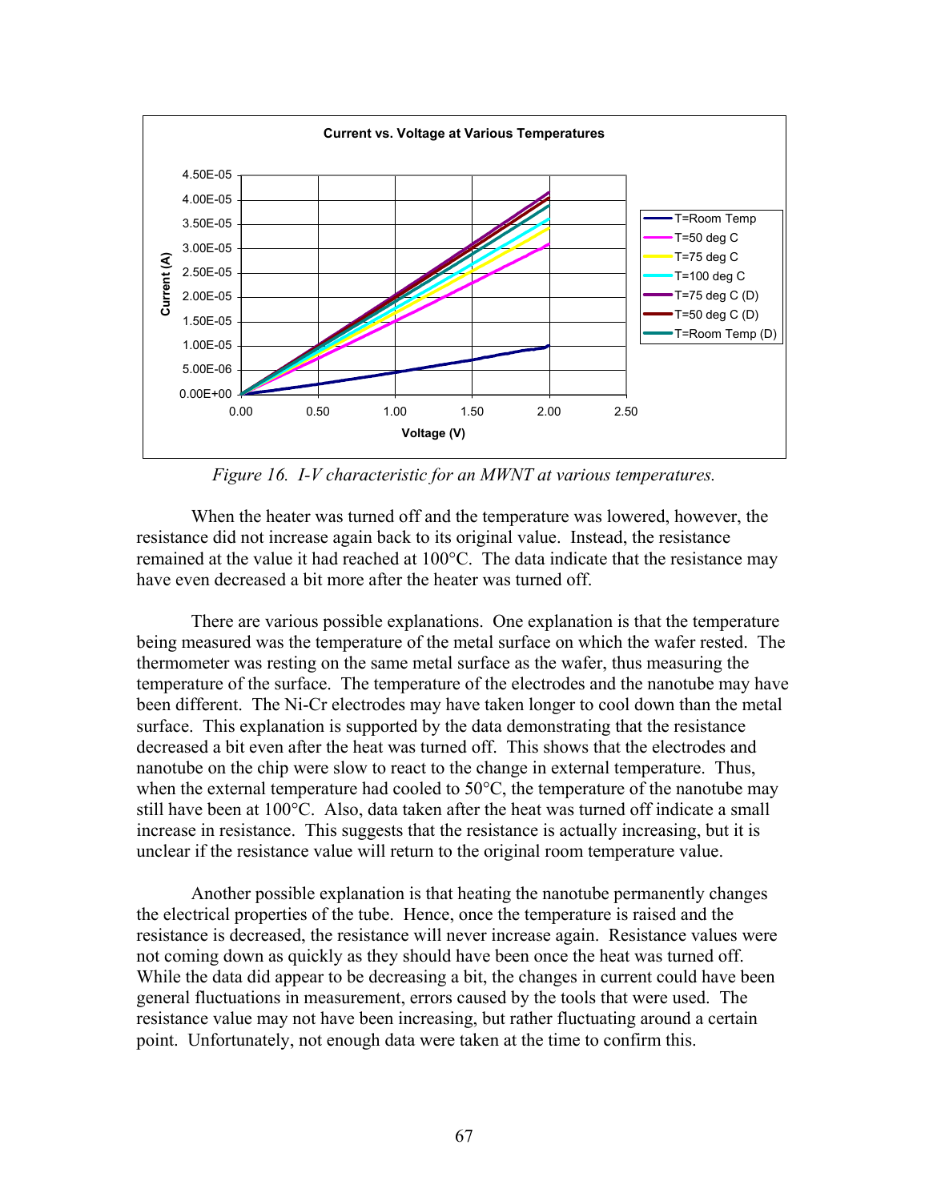Figure 16. I-V characteristic for an MWNT at various temperatures.

When the heater was turned off and the temperature was lowered, however, the resistance did not increase again back to its original value. Instead, the resistance remained at the value it had reached at 100°C. The data indicate that the resistance may have even decreased a bit more after the heater was turned off.

There are various possible explanations. One explanation is that the temperature being measured was the temperature of the metal surface on which the wafer rested. The thermometer was resting on the same metal surface as the wafer, thus measuring the temperature of the surface. The temperature of the electrodes and the nanotube may have been different. The Ni-Cr electrodes may have taken longer to cool down than the metal surface. This explanation is supported by the data demonstrating that the resistance decreased a bit even after the heat was turned off. This shows that the electrodes and nanotube on the chip were slow to react to the change in external temperature. Thus, when the external temperature had cooled to 50°C, the temperature of the nanotube may still have been at 100°C. Also, data taken after the heat was turned off indicate a small increase in resistance. This suggests that the resistance is actually increasing, but it is unclear if the resistance value will return to the original room temperature value.

Another possible explanation is that heating the nanotube permanently changes the electrical properties of the tube. Hence, once the temperature is raised and the resistance is decreased, the resistance will never increase again. Resistance values were not coming down as quickly as they should have been once the heat was turned off. While the data did appear to be decreasing a bit, the changes in current could have been general fluctuations in measurement, errors caused by the tools that were used. The resistance value may not have been increasing, but rather fluctuating around a certain point. Unfortunately, not enough data were taken at the time to confirm this.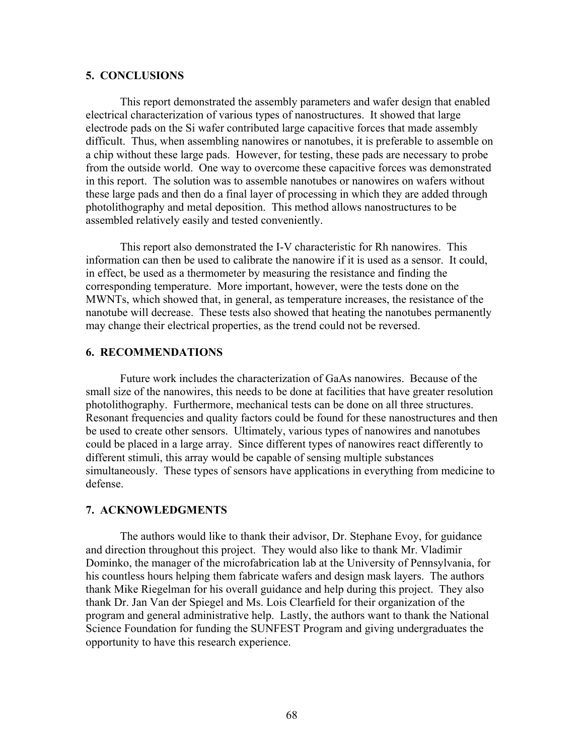## 5. CONCLUSIONS

This report demonstrated the assembly parameters and wafer design that enabled electrical characterization of various types of nanostructures. It showed that large electrode pads on the Si wafer contributed large capacitive forces that made assembly difficult. Thus, when assembling nanowires or nanotubes, it is preferable to assemble on a chip without these large pads. However, for testing, these pads are necessary to probe from the outside world. One way to overcome these capacitive forces was demonstrated in this report. The solution was to assemble nanotubes or nanowires on wafers without these large pads and then do a final layer of processing in which they are added through photolithography and metal deposition. This method allows nanostructures to be assembled relatively easily and tested conveniently.

This report also demonstrated the I-V characteristic for Rh nanowires. This information can then be used to calibrate the nanowire if it is used as a sensor. It could, in effect, be used as a thermometer by measuring the resistance and finding the corresponding temperature. More important, however, were the tests done on the MWNTs, which showed that, in general, as temperature increases, the resistance of the nanotube will decrease. These tests also showed that heating the nanotubes permanently may change their electrical properties, as the trend could not be reversed.

## 6. RECOMMENDATIONS

Future work includes the characterization of GaAs nanowires. Because of the small size of the nanowires, this needs to be done at facilities that have greater resolution photolithography. Furthermore, mechanical tests can be done on all three structures. Resonant frequencies and quality factors could be found for these nanostructures and then be used to create other sensors. Ultimately, various types of nanowires and nanotubes could be placed in a large array. Since different types of nanowires react differently to different stimuli, this array would be capable of sensing multiple substances simultaneously. These types of sensors have applications in everything from medicine to defense.

## 7. ACKNOWLEDGMENTS

The authors would like to thank their advisor, Dr. Stephane Evoy, for guidance and direction throughout this project. They would also like to thank Mr. Vladimir Dominko, the manager of the microfabrication lab at the University of Pennsylvania, for his countless hours helping them fabricate wafers and design mask layers. The authors thank Mike Riegelman for his overall guidance and help during this project. They also thank Dr. Jan Van der Spiegel and Ms. Lois Clearfield for their organization of the program and general administrative help. Lastly, the authors want to thank the National Science Foundation for funding the SUNFEST Program and giving undergraduates the opportunity to have this research experience.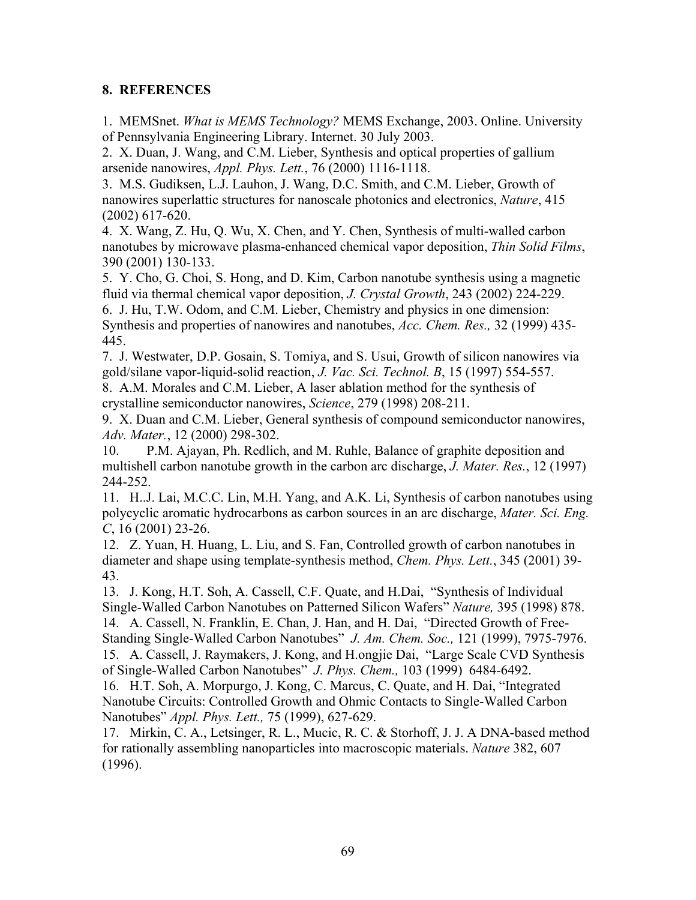## 8. REFERENCES

1. MEMSnet. *What is MEMS Technology?* MEMS Exchange, 2003. Online. University of Pennsylvania Engineering Library. Internet. 30 July 2003.
2. X. Duan, J. Wang, and C.M. Lieber, Synthesis and optical properties of gallium arsenide nanowires, *Appl. Phys. Lett.*, 76 (2000) 1116-1118.
3. M.S. Gudiksen, L.J. Lauhon, J. Wang, D.C. Smith, and C.M. Lieber, Growth of nanowires superlattic structures for nanoscale photonics and electronics, *Nature*, 415 (2002) 617-620.
4. X. Wang, Z. Hu, Q. Wu, X. Chen, and Y. Chen, Synthesis of multi-walled carbon nanotubes by microwave plasma-enhanced chemical vapor deposition, *Thin Solid Films*, 390 (2001) 130-133.
5. Y. Cho, G. Choi, S. Hong, and D. Kim, Carbon nanotube synthesis using a magnetic fluid via thermal chemical vapor deposition, *J. Crystal Growth*, 243 (2002) 224-229.
6. J. Hu, T.W. Odom, and C.M. Lieber, Chemistry and physics in one dimension: Synthesis and properties of nanowires and nanotubes, *Acc. Chem. Res.,* 32 (1999) 435-445.
7. J. Westwater, D.P. Gosain, S. Tomiya, and S. Usui, Growth of silicon nanowires via gold/silane vapor-liquid-solid reaction, *J. Vac. Sci. Technol. B*, 15 (1997) 554-557.
8. A.M. Morales and C.M. Lieber, A laser ablation method for the synthesis of crystalline semiconductor nanowires, *Science*, 279 (1998) 208-211.
9. X. Duan and C.M. Lieber, General synthesis of compound semiconductor nanowires, *Adv. Mater.*, 12 (2000) 298-302.
10. P.M. Ajayan, Ph. Redlich, and M. Ruhle, Balance of graphite deposition and multishell carbon nanotube growth in the carbon arc discharge, *J. Mater. Res.*, 12 (1997) 244-252.
11. H..J. Lai, M.C.C. Lin, M.H. Yang, and A.K. Li, Synthesis of carbon nanotubes using polycyclic aromatic hydrocarbons as carbon sources in an arc discharge, *Mater. Sci. Eng. C*, 16 (2001) 23-26.
12. Z. Yuan, H. Huang, L. Liu, and S. Fan, Controlled growth of carbon nanotubes in diameter and shape using template-synthesis method, *Chem. Phys. Lett.*, 345 (2001) 39-43.
13. J. Kong, H.T. Soh, A. Cassell, C.F. Quate, and H.Dai, "Synthesis of Individual Single-Walled Carbon Nanotubes on Patterned Silicon Wafers" *Nature,* 395 (1998) 878.
14. A. Cassell, N. Franklin, E. Chan, J. Han, and H. Dai, "Directed Growth of Free-Standing Single-Walled Carbon Nanotubes" *J. Am. Chem. Soc.,* 121 (1999), 7975-7976.
15. A. Cassell, J. Raymakers, J. Kong, and H.ongjie Dai, "Large Scale CVD Synthesis of Single-Walled Carbon Nanotubes" *J. Phys. Chem.,* 103 (1999) 6484-6492.
16. H.T. Soh, A. Morpurgo, J. Kong, C. Marcus, C. Quate, and H. Dai, "Integrated Nanotube Circuits: Controlled Growth and Ohmic Contacts to Single-Walled Carbon Nanotubes" *Appl. Phys. Lett.,* 75 (1999), 627-629.
17. Mirkin, C. A., Letsinger, R. L., Mucic, R. C. & Storhoff, J. J. A DNA-based method for rationally assembling nanoparticles into macroscopic materials. *Nature* 382, 607 (1996).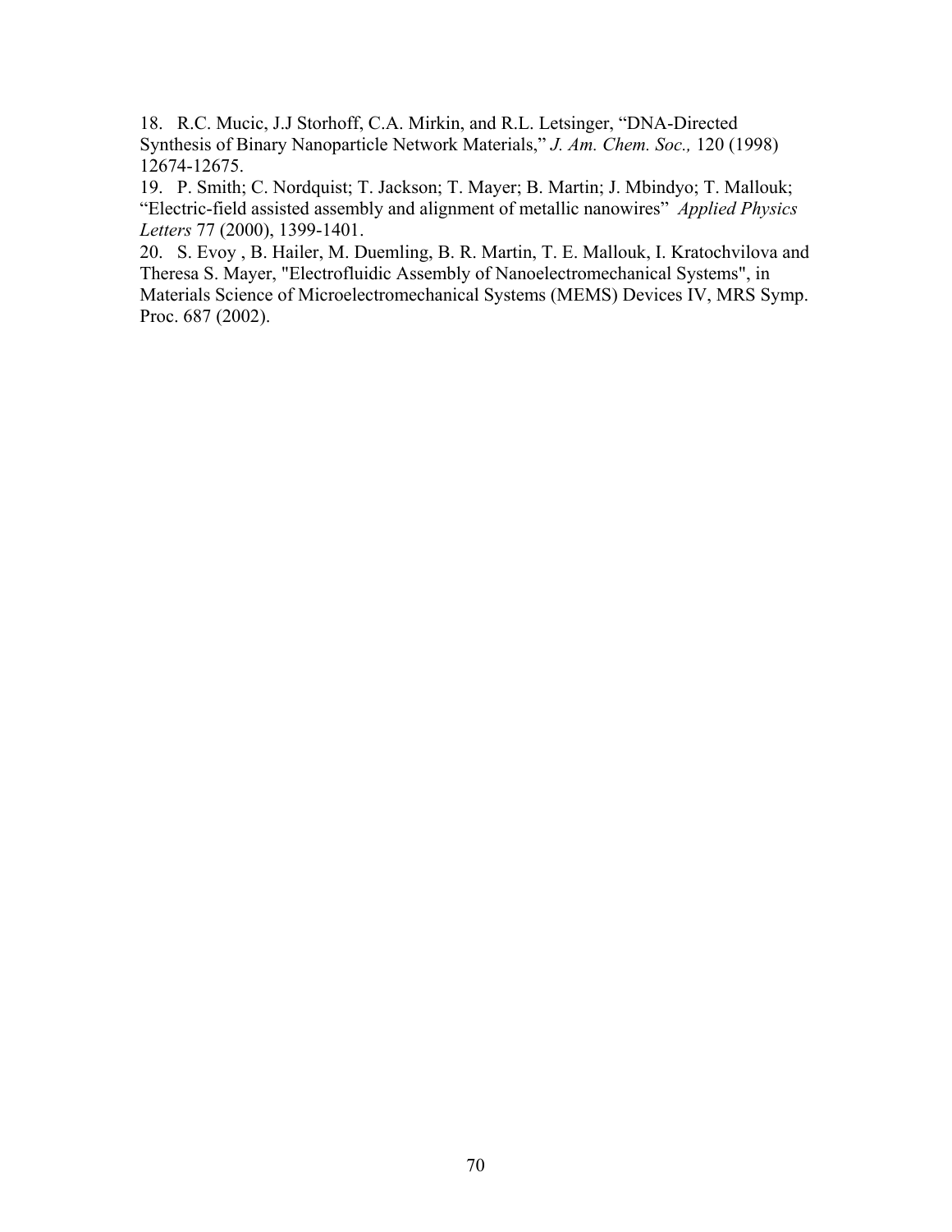18. R.C. Mucic, J.J Storhoff, C.A. Mirkin, and R.L. Letsinger, "DNA-Directed Synthesis of Binary Nanoparticle Network Materials," *J. Am. Chem. Soc.,* 120 (1998) 12674-12675.

19. P. Smith; C. Nordquist; T. Jackson; T. Mayer; B. Martin; J. Mbindyo; T. Mallouk; "Electric-field assisted assembly and alignment of metallic nanowires" *Applied Physics Letters* 77 (2000), 1399-1401.

20. S. Evoy , B. Hailer, M. Duemling, B. R. Martin, T. E. Mallouk, I. Kratochvilova and Theresa S. Mayer, "Electrofluidic Assembly of Nanoelectromechanical Systems", in Materials Science of Microelectromechanical Systems (MEMS) Devices IV, MRS Symp. Proc. 687 (2002).